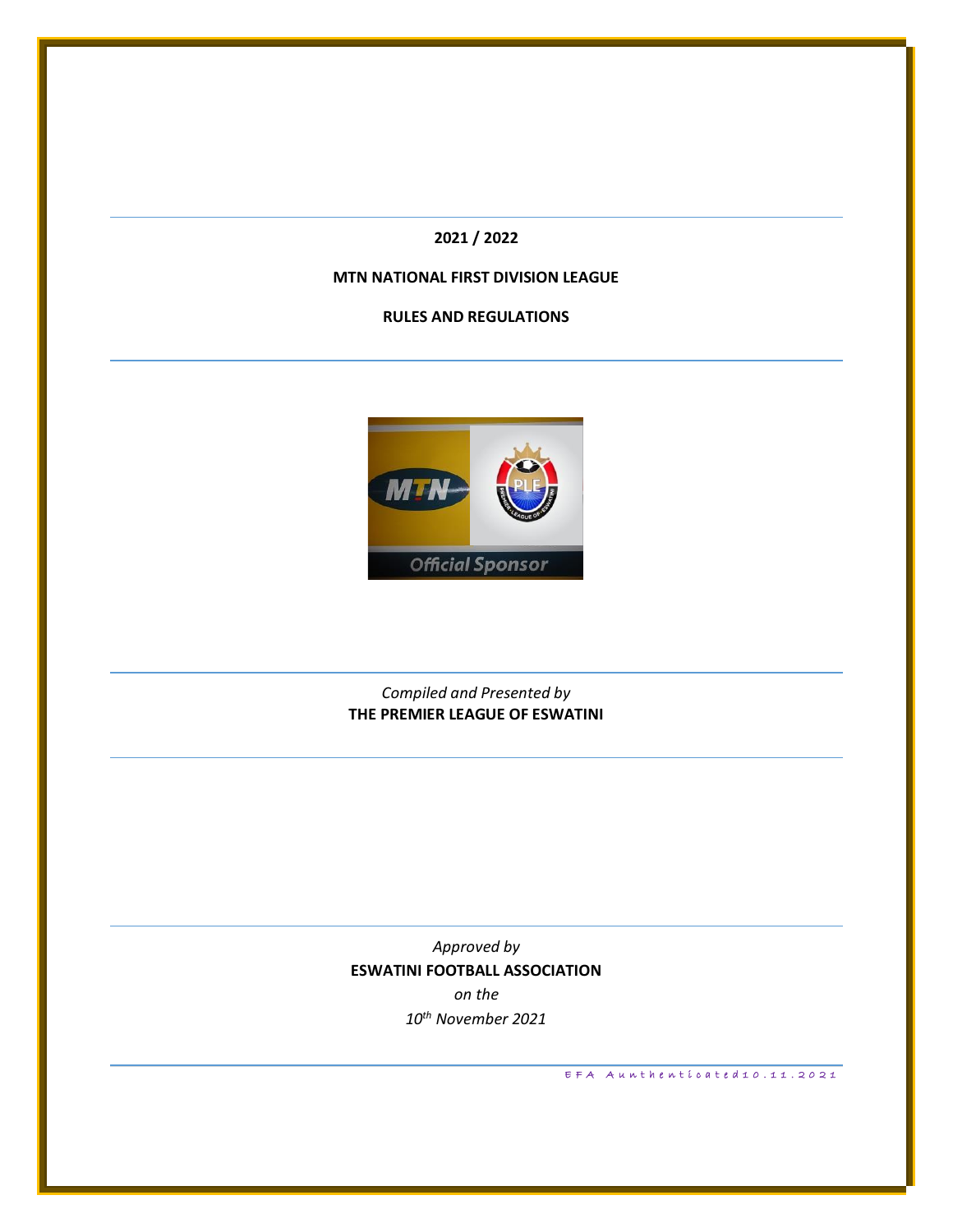**2021 / 2022**

**MTN NATIONAL FIRST DIVISION LEAGUE**

**RULES AND REGULATIONS**

*Compiled and Presented by*
**THE PREMIER LEAGUE OF ESWATINI**

*Approved by*
**ESWATINI FOOTBALL ASSOCIATION**
*on the*
*10th November 2021*

EFA Aunthenticated10.11.2021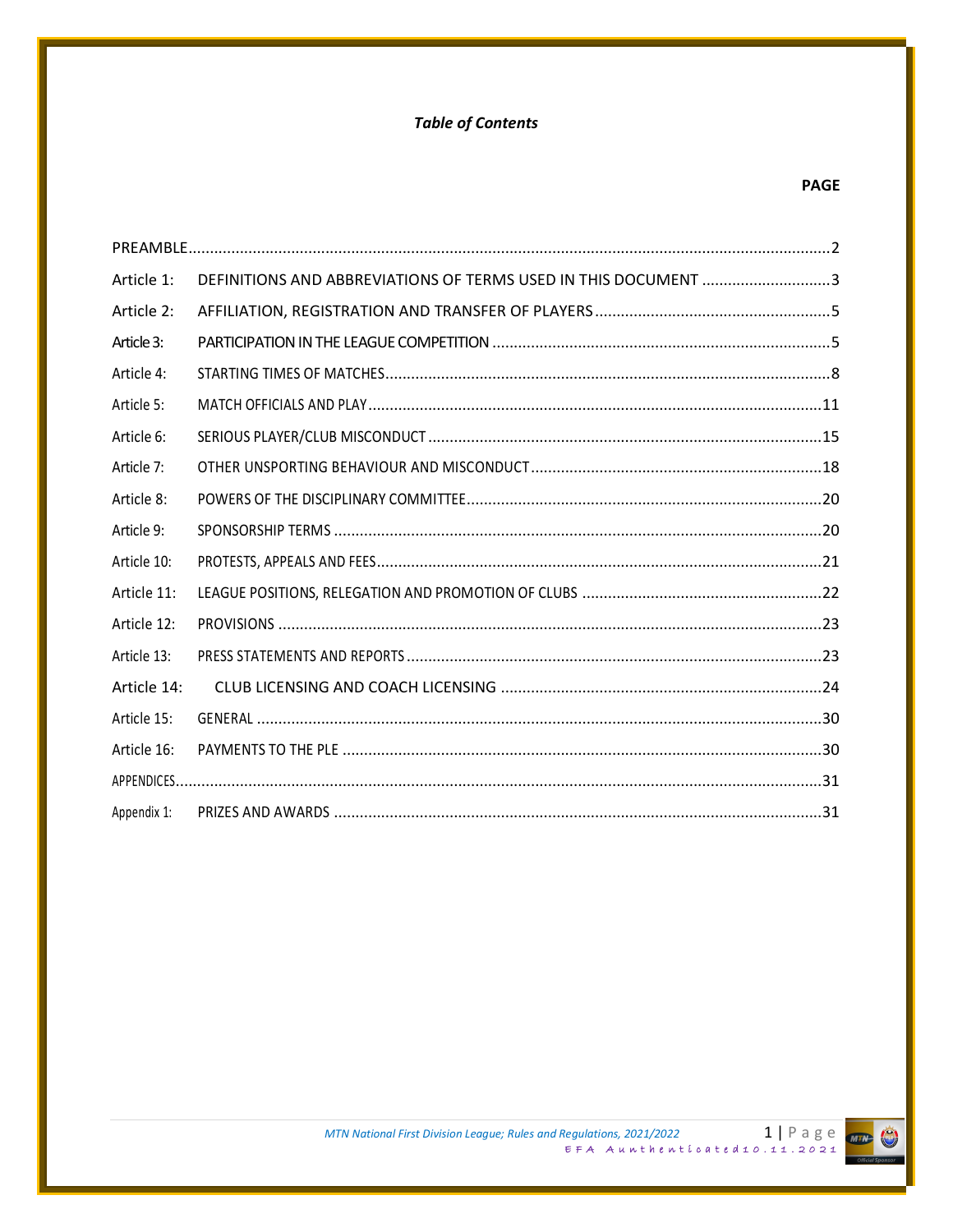***Table of Contents***

| | | **PAGE** |
|---|---|---|
| PREAMBLE | | 2 |
| Article 1: | DEFINITIONS AND ABBREVIATIONS OF TERMS USED IN THIS DOCUMENT | 3 |
| Article 2: | AFFILIATION, REGISTRATION AND TRANSFER OF PLAYERS | 5 |
| Article 3: | PARTICIPATION IN THE LEAGUE COMPETITION | 5 |
| Article 4: | STARTING TIMES OF MATCHES | 8 |
| Article 5: | MATCH OFFICIALS AND PLAY | 11 |
| Article 6: | SERIOUS PLAYER/CLUB MISCONDUCT | 15 |
| Article 7: | OTHER UNSPORTING BEHAVIOUR AND MISCONDUCT | 18 |
| Article 8: | POWERS OF THE DISCIPLINARY COMMITTEE | 20 |
| Article 9: | SPONSORSHIP TERMS | 20 |
| Article 10: | PROTESTS, APPEALS AND FEES | 21 |
| Article 11: | LEAGUE POSITIONS, RELEGATION AND PROMOTION OF CLUBS | 22 |
| Article 12: | PROVISIONS | 23 |
| Article 13: | PRESS STATEMENTS AND REPORTS | 23 |
| Article 14: | CLUB LICENSING AND COACH LICENSING | 24 |
| Article 15: | GENERAL | 30 |
| Article 16: | PAYMENTS TO THE PLE | 30 |
| APPENDICES | | 31 |
| Appendix 1: | PRIZES AND AWARDS | 31 |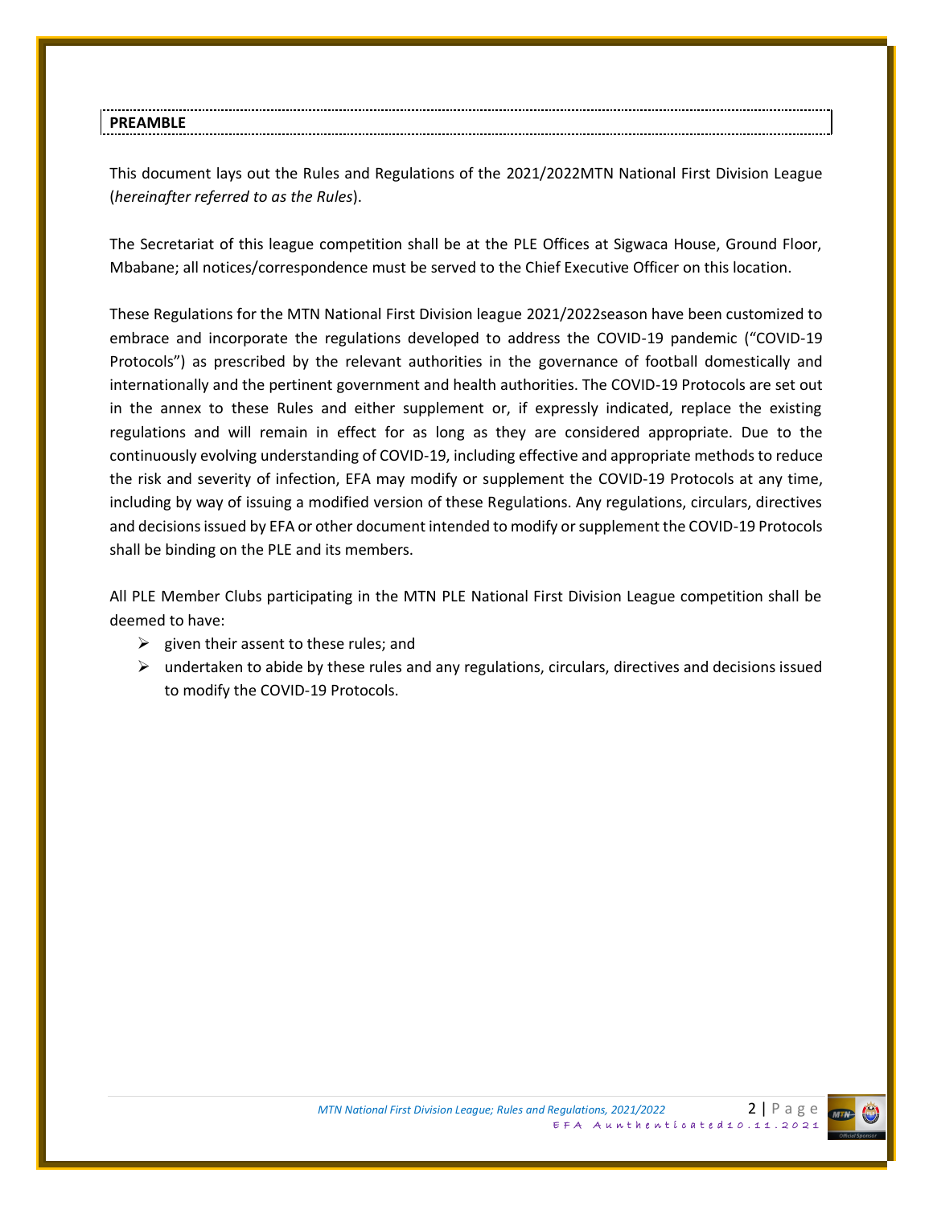## PREAMBLE

This document lays out the Rules and Regulations of the 2021/2022MTN National First Division League (*hereinafter referred to as the Rules*).

The Secretariat of this league competition shall be at the PLE Offices at Sigwaca House, Ground Floor, Mbabane; all notices/correspondence must be served to the Chief Executive Officer on this location.

These Regulations for the MTN National First Division league 2021/2022season have been customized to embrace and incorporate the regulations developed to address the COVID-19 pandemic ("COVID-19 Protocols") as prescribed by the relevant authorities in the governance of football domestically and internationally and the pertinent government and health authorities. The COVID-19 Protocols are set out in the annex to these Rules and either supplement or, if expressly indicated, replace the existing regulations and will remain in effect for as long as they are considered appropriate. Due to the continuously evolving understanding of COVID-19, including effective and appropriate methods to reduce the risk and severity of infection, EFA may modify or supplement the COVID-19 Protocols at any time, including by way of issuing a modified version of these Regulations. Any regulations, circulars, directives and decisions issued by EFA or other document intended to modify or supplement the COVID-19 Protocols shall be binding on the PLE and its members.

All PLE Member Clubs participating in the MTN PLE National First Division League competition shall be deemed to have:

- given their assent to these rules; and
- undertaken to abide by these rules and any regulations, circulars, directives and decisions issued to modify the COVID-19 Protocols.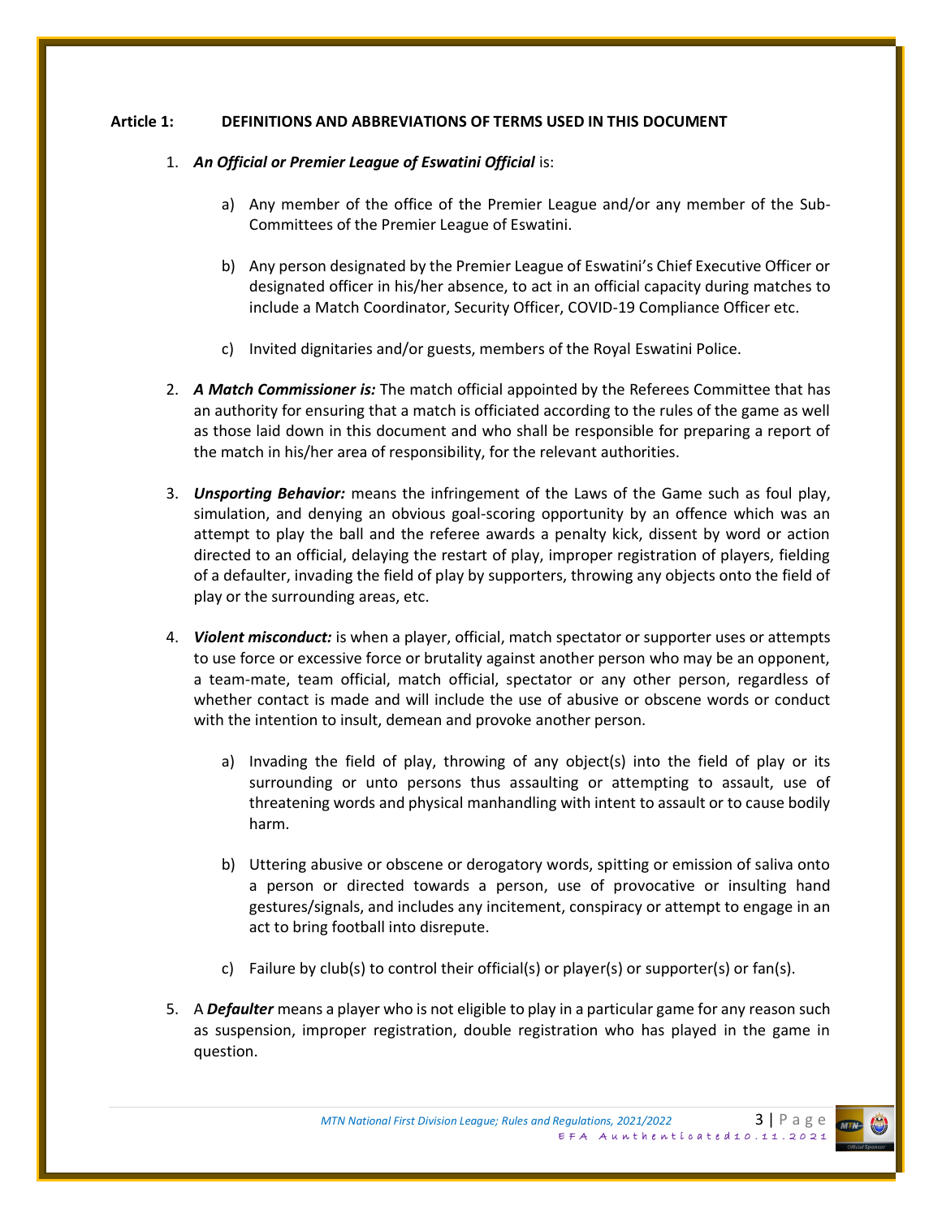**Article 1: DEFINITIONS AND ABBREVIATIONS OF TERMS USED IN THIS DOCUMENT**

1. ***An Official or Premier League of Eswatini Official*** is:

    a) Any member of the office of the Premier League and/or any member of the Sub-Committees of the Premier League of Eswatini.

    b) Any person designated by the Premier League of Eswatini's Chief Executive Officer or designated officer in his/her absence, to act in an official capacity during matches to include a Match Coordinator, Security Officer, COVID-19 Compliance Officer etc.

    c) Invited dignitaries and/or guests, members of the Royal Eswatini Police.

2. ***A Match Commissioner is:*** The match official appointed by the Referees Committee that has an authority for ensuring that a match is officiated according to the rules of the game as well as those laid down in this document and who shall be responsible for preparing a report of the match in his/her area of responsibility, for the relevant authorities.

3. ***Unsporting Behavior:*** means the infringement of the Laws of the Game such as foul play, simulation, and denying an obvious goal-scoring opportunity by an offence which was an attempt to play the ball and the referee awards a penalty kick, dissent by word or action directed to an official, delaying the restart of play, improper registration of players, fielding of a defaulter, invading the field of play by supporters, throwing any objects onto the field of play or the surrounding areas, etc.

4. ***Violent misconduct:*** is when a player, official, match spectator or supporter uses or attempts to use force or excessive force or brutality against another person who may be an opponent, a team-mate, team official, match official, spectator or any other person, regardless of whether contact is made and will include the use of abusive or obscene words or conduct with the intention to insult, demean and provoke another person.

    a) Invading the field of play, throwing of any object(s) into the field of play or its surrounding or unto persons thus assaulting or attempting to assault, use of threatening words and physical manhandling with intent to assault or to cause bodily harm.

    b) Uttering abusive or obscene or derogatory words, spitting or emission of saliva onto a person or directed towards a person, use of provocative or insulting hand gestures/signals, and includes any incitement, conspiracy or attempt to engage in an act to bring football into disrepute.

    c) Failure by club(s) to control their official(s) or player(s) or supporter(s) or fan(s).

5. A ***Defaulter*** means a player who is not eligible to play in a particular game for any reason such as suspension, improper registration, double registration who has played in the game in question.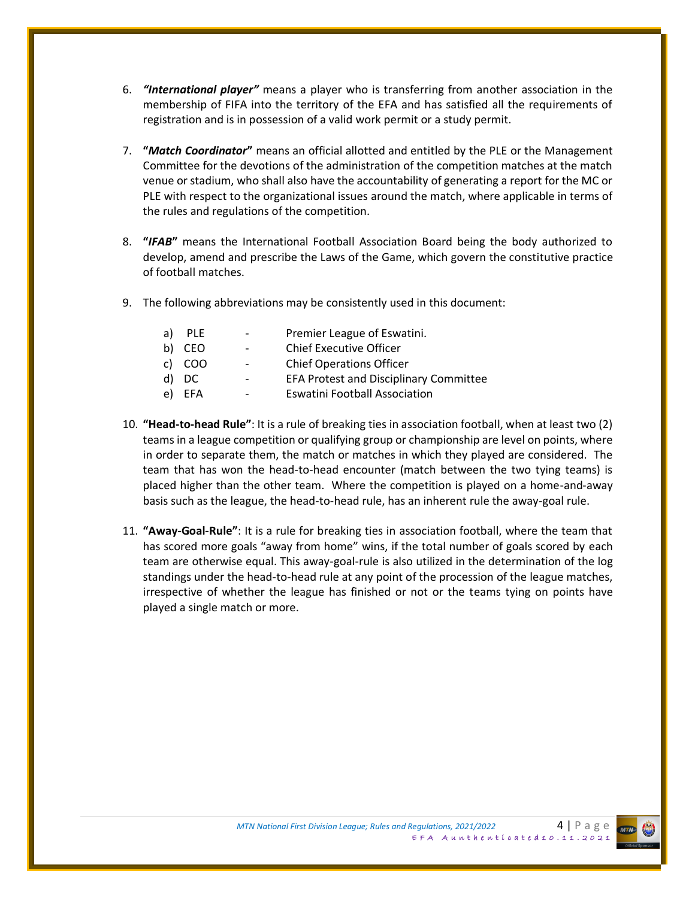6. ***"International player"*** means a player who is transferring from another association in the membership of FIFA into the territory of the EFA and has satisfied all the requirements of registration and is in possession of a valid work permit or a study permit.

7. **"*Match Coordinator*"** means an official allotted and entitled by the PLE or the Management Committee for the devotions of the administration of the competition matches at the match venue or stadium, who shall also have the accountability of generating a report for the MC or PLE with respect to the organizational issues around the match, where applicable in terms of the rules and regulations of the competition.

8. **"*IFAB*"** means the International Football Association Board being the body authorized to develop, amend and prescribe the Laws of the Game, which govern the constitutive practice of football matches.

9. The following abbreviations may be consistently used in this document:

   a) PLE - Premier League of Eswatini.
   b) CEO - Chief Executive Officer
   c) COO - Chief Operations Officer
   d) DC - EFA Protest and Disciplinary Committee
   e) EFA - Eswatini Football Association

10. **"Head-to-head Rule"**: It is a rule of breaking ties in association football, when at least two (2) teams in a league competition or qualifying group or championship are level on points, where in order to separate them, the match or matches in which they played are considered. The team that has won the head-to-head encounter (match between the two tying teams) is placed higher than the other team. Where the competition is played on a home-and-away basis such as the league, the head-to-head rule, has an inherent rule the away-goal rule.

11. **"Away-Goal-Rule"**: It is a rule for breaking ties in association football, where the team that has scored more goals "away from home" wins, if the total number of goals scored by each team are otherwise equal. This away-goal-rule is also utilized in the determination of the log standings under the head-to-head rule at any point of the procession of the league matches, irrespective of whether the league has finished or not or the teams tying on points have played a single match or more.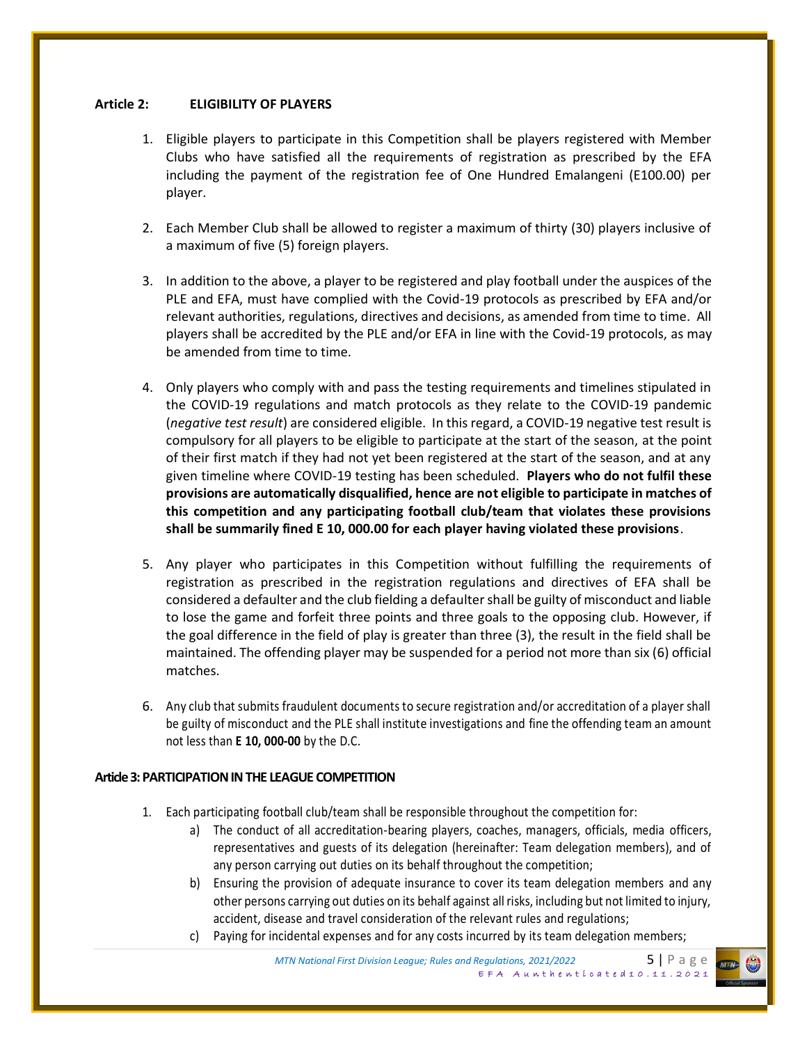**Article 2: ELIGIBILITY OF PLAYERS**

1. Eligible players to participate in this Competition shall be players registered with Member Clubs who have satisfied all the requirements of registration as prescribed by the EFA including the payment of the registration fee of One Hundred Emalangeni (E100.00) per player.

2. Each Member Club shall be allowed to register a maximum of thirty (30) players inclusive of a maximum of five (5) foreign players.

3. In addition to the above, a player to be registered and play football under the auspices of the PLE and EFA, must have complied with the Covid-19 protocols as prescribed by EFA and/or relevant authorities, regulations, directives and decisions, as amended from time to time. All players shall be accredited by the PLE and/or EFA in line with the Covid-19 protocols, as may be amended from time to time.

4. Only players who comply with and pass the testing requirements and timelines stipulated in the COVID-19 regulations and match protocols as they relate to the COVID-19 pandemic (*negative test result*) are considered eligible. In this regard, a COVID-19 negative test result is compulsory for all players to be eligible to participate at the start of the season, at the point of their first match if they had not yet been registered at the start of the season, and at any given timeline where COVID-19 testing has been scheduled. **Players who do not fulfil these provisions are automatically disqualified, hence are not eligible to participate in matches of this competition and any participating football club/team that violates these provisions shall be summarily fined E 10, 000.00 for each player having violated these provisions**.

5. Any player who participates in this Competition without fulfilling the requirements of registration as prescribed in the registration regulations and directives of EFA shall be considered a defaulter and the club fielding a defaulter shall be guilty of misconduct and liable to lose the game and forfeit three points and three goals to the opposing club. However, if the goal difference in the field of play is greater than three (3), the result in the field shall be maintained. The offending player may be suspended for a period not more than six (6) official matches.

6. Any club that submits fraudulent documents to secure registration and/or accreditation of a player shall be guilty of misconduct and the PLE shall institute investigations and fine the offending team an amount not less than **E 10, 000-00** by the D.C.

**Article 3: PARTICIPATION IN THE LEAGUE COMPETITION**

1. Each participating football club/team shall be responsible throughout the competition for:
   a) The conduct of all accreditation-bearing players, coaches, managers, officials, media officers, representatives and guests of its delegation (hereinafter: Team delegation members), and of any person carrying out duties on its behalf throughout the competition;
   b) Ensuring the provision of adequate insurance to cover its team delegation members and any other persons carrying out duties on its behalf against all risks, including but not limited to injury, accident, disease and travel consideration of the relevant rules and regulations;
   c) Paying for incidental expenses and for any costs incurred by its team delegation members;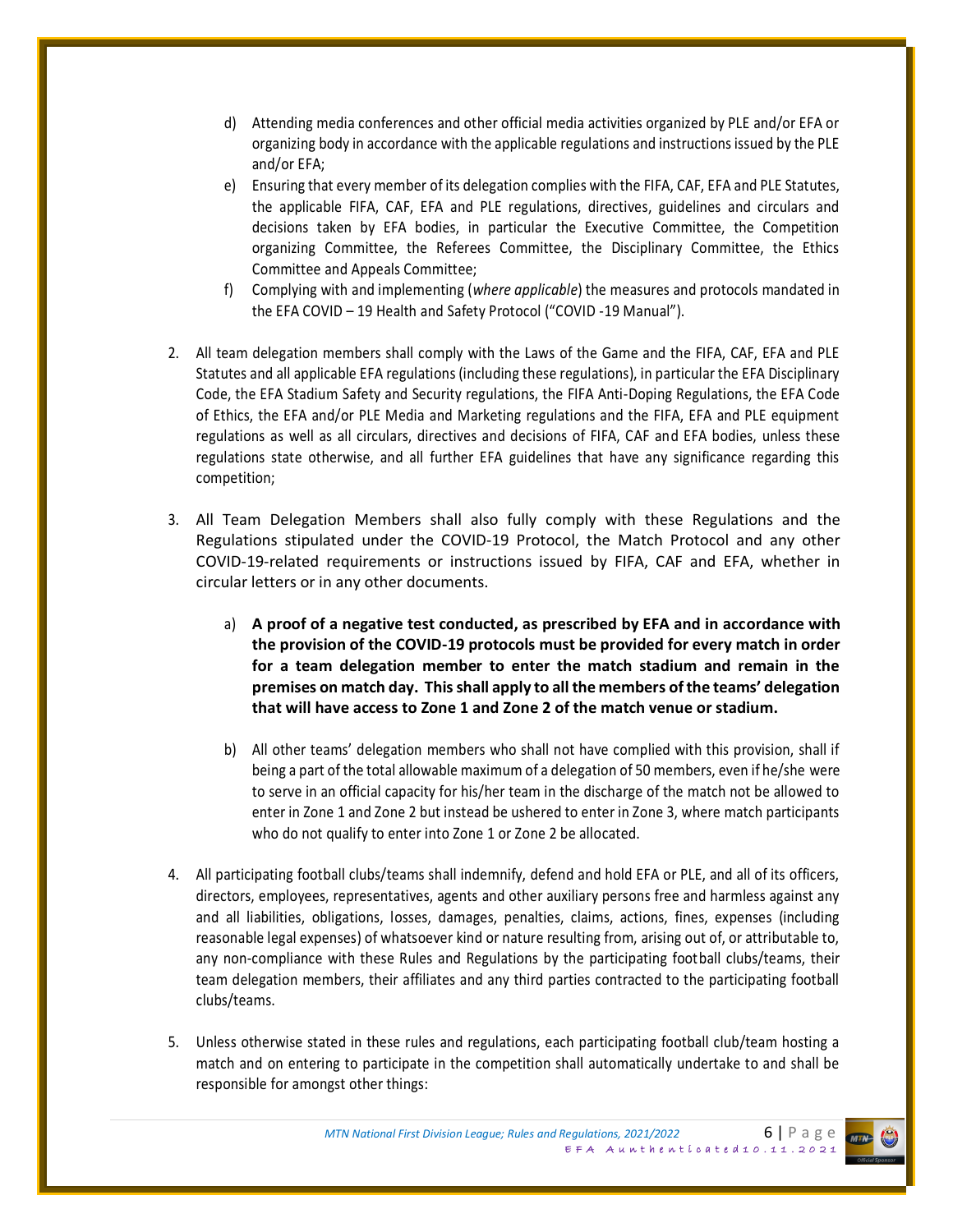d) Attending media conferences and other official media activities organized by PLE and/or EFA or organizing body in accordance with the applicable regulations and instructions issued by the PLE and/or EFA;

e) Ensuring that every member of its delegation complies with the FIFA, CAF, EFA and PLE Statutes, the applicable FIFA, CAF, EFA and PLE regulations, directives, guidelines and circulars and decisions taken by EFA bodies, in particular the Executive Committee, the Competition organizing Committee, the Referees Committee, the Disciplinary Committee, the Ethics Committee and Appeals Committee;

f) Complying with and implementing (*where applicable*) the measures and protocols mandated in the EFA COVID – 19 Health and Safety Protocol ("COVID -19 Manual").

2. All team delegation members shall comply with the Laws of the Game and the FIFA, CAF, EFA and PLE Statutes and all applicable EFA regulations (including these regulations), in particular the EFA Disciplinary Code, the EFA Stadium Safety and Security regulations, the FIFA Anti-Doping Regulations, the EFA Code of Ethics, the EFA and/or PLE Media and Marketing regulations and the FIFA, EFA and PLE equipment regulations as well as all circulars, directives and decisions of FIFA, CAF and EFA bodies, unless these regulations state otherwise, and all further EFA guidelines that have any significance regarding this competition;

3. All Team Delegation Members shall also fully comply with these Regulations and the Regulations stipulated under the COVID-19 Protocol, the Match Protocol and any other COVID-19-related requirements or instructions issued by FIFA, CAF and EFA, whether in circular letters or in any other documents.

   a) **A proof of a negative test conducted, as prescribed by EFA and in accordance with the provision of the COVID-19 protocols must be provided for every match in order for a team delegation member to enter the match stadium and remain in the premises on match day. This shall apply to all the members of the teams' delegation that will have access to Zone 1 and Zone 2 of the match venue or stadium.**

   b) All other teams' delegation members who shall not have complied with this provision, shall if being a part of the total allowable maximum of a delegation of 50 members, even if he/she were to serve in an official capacity for his/her team in the discharge of the match not be allowed to enter in Zone 1 and Zone 2 but instead be ushered to enter in Zone 3, where match participants who do not qualify to enter into Zone 1 or Zone 2 be allocated.

4. All participating football clubs/teams shall indemnify, defend and hold EFA or PLE, and all of its officers, directors, employees, representatives, agents and other auxiliary persons free and harmless against any and all liabilities, obligations, losses, damages, penalties, claims, actions, fines, expenses (including reasonable legal expenses) of whatsoever kind or nature resulting from, arising out of, or attributable to, any non-compliance with these Rules and Regulations by the participating football clubs/teams, their team delegation members, their affiliates and any third parties contracted to the participating football clubs/teams.

5. Unless otherwise stated in these rules and regulations, each participating football club/team hosting a match and on entering to participate in the competition shall automatically undertake to and shall be responsible for amongst other things: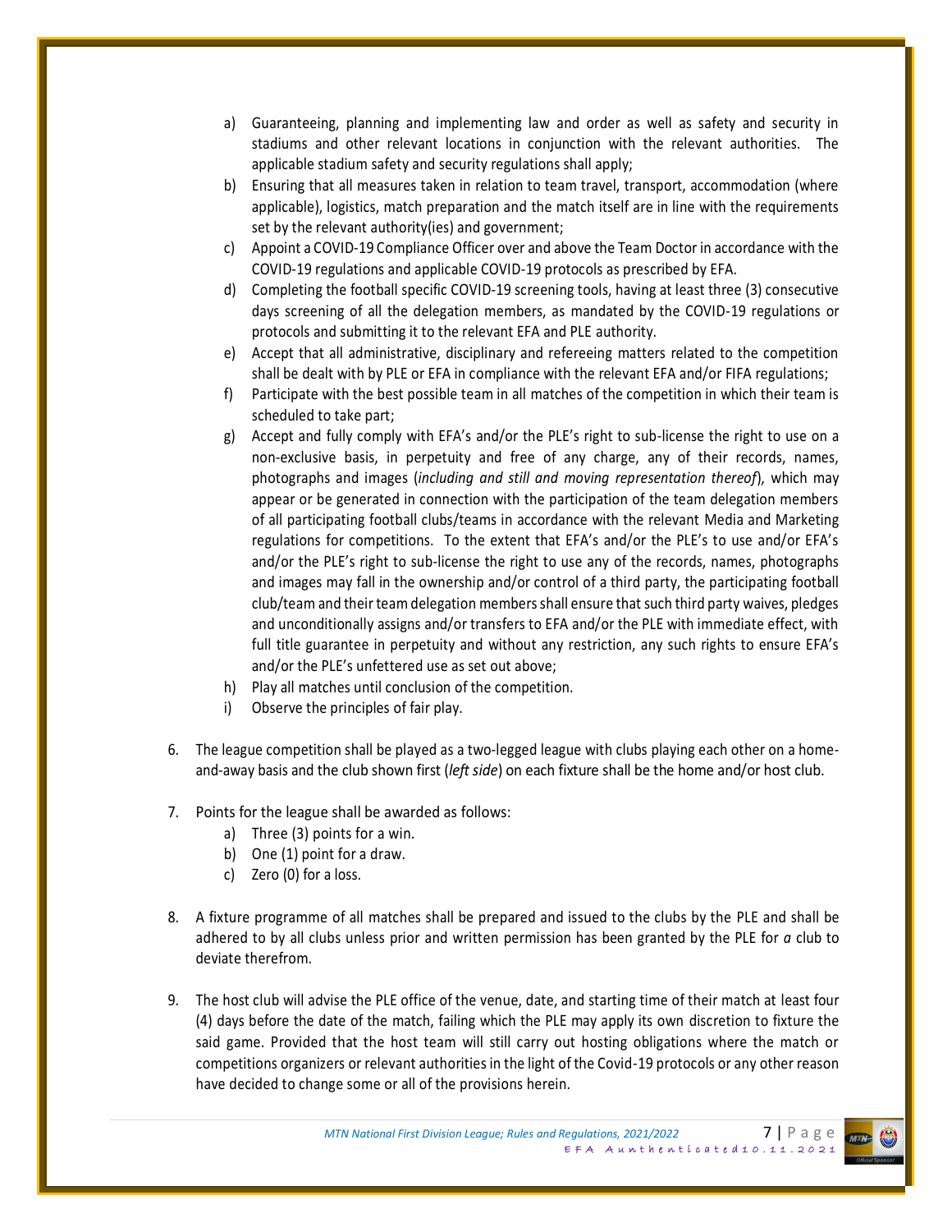a) Guaranteeing, planning and implementing law and order as well as safety and security in stadiums and other relevant locations in conjunction with the relevant authorities. The applicable stadium safety and security regulations shall apply;
b) Ensuring that all measures taken in relation to team travel, transport, accommodation (where applicable), logistics, match preparation and the match itself are in line with the requirements set by the relevant authority(ies) and government;
c) Appoint a COVID-19 Compliance Officer over and above the Team Doctor in accordance with the COVID-19 regulations and applicable COVID-19 protocols as prescribed by EFA.
d) Completing the football specific COVID-19 screening tools, having at least three (3) consecutive days screening of all the delegation members, as mandated by the COVID-19 regulations or protocols and submitting it to the relevant EFA and PLE authority.
e) Accept that all administrative, disciplinary and refereeing matters related to the competition shall be dealt with by PLE or EFA in compliance with the relevant EFA and/or FIFA regulations;
f) Participate with the best possible team in all matches of the competition in which their team is scheduled to take part;
g) Accept and fully comply with EFA's and/or the PLE's right to sub-license the right to use on a non-exclusive basis, in perpetuity and free of any charge, any of their records, names, photographs and images (*including and still and moving representation thereof*), which may appear or be generated in connection with the participation of the team delegation members of all participating football clubs/teams in accordance with the relevant Media and Marketing regulations for competitions. To the extent that EFA's and/or the PLE's to use and/or EFA's and/or the PLE's right to sub-license the right to use any of the records, names, photographs and images may fall in the ownership and/or control of a third party, the participating football club/team and their team delegation members shall ensure that such third party waives, pledges and unconditionally assigns and/or transfers to EFA and/or the PLE with immediate effect, with full title guarantee in perpetuity and without any restriction, any such rights to ensure EFA's and/or the PLE's unfettered use as set out above;
h) Play all matches until conclusion of the competition.
i) Observe the principles of fair play.

6. The league competition shall be played as a two-legged league with clubs playing each other on a home-and-away basis and the club shown first (*left side*) on each fixture shall be the home and/or host club.

7. Points for the league shall be awarded as follows:
   a) Three (3) points for a win.
   b) One (1) point for a draw.
   c) Zero (0) for a loss.

8. A fixture programme of all matches shall be prepared and issued to the clubs by the PLE and shall be adhered to by all clubs unless prior and written permission has been granted by the PLE for *a* club to deviate therefrom.

9. The host club will advise the PLE office of the venue, date, and starting time of their match at least four (4) days before the date of the match, failing which the PLE may apply its own discretion to fixture the said game. Provided that the host team will still carry out hosting obligations where the match or competitions organizers or relevant authorities in the light of the Covid-19 protocols or any other reason have decided to change some or all of the provisions herein.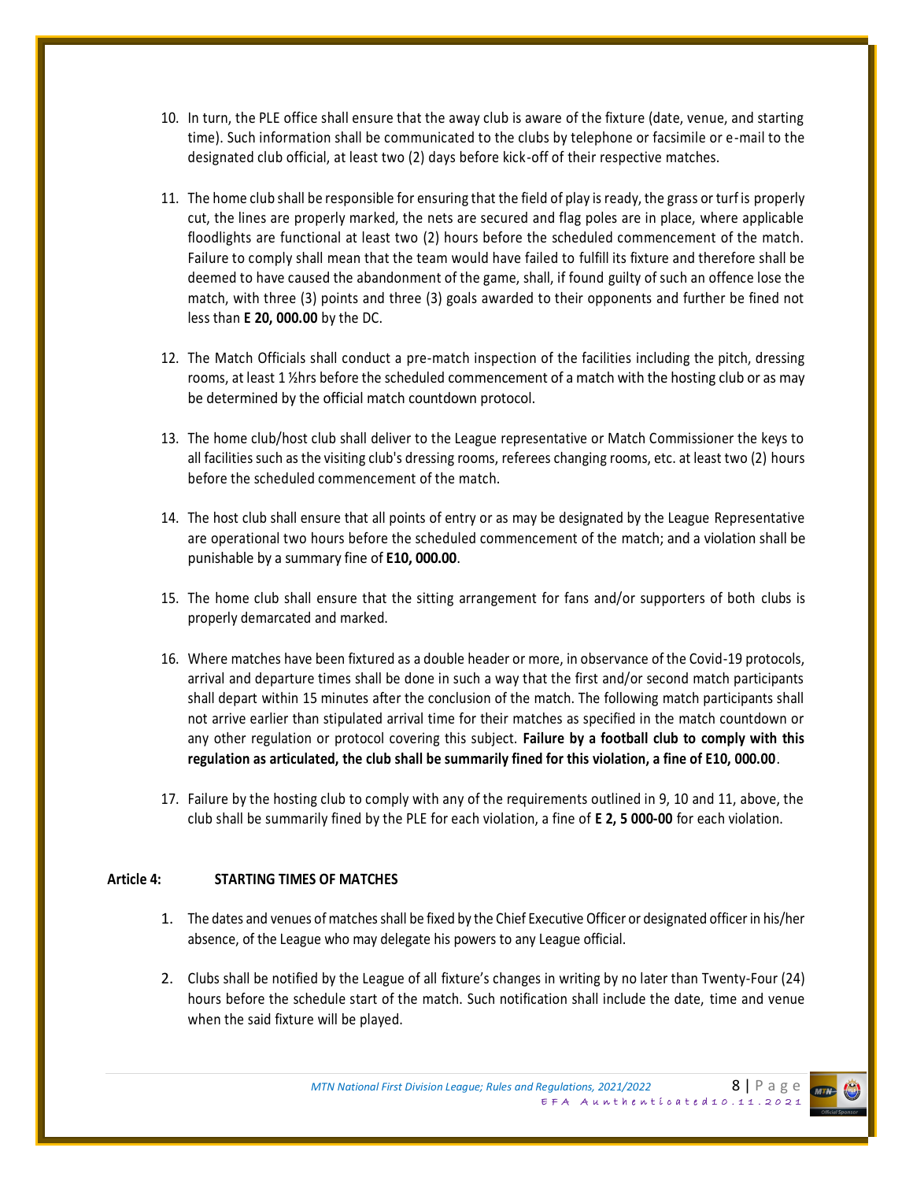10. In turn, the PLE office shall ensure that the away club is aware of the fixture (date, venue, and starting time). Such information shall be communicated to the clubs by telephone or facsimile or e-mail to the designated club official, at least two (2) days before kick-off of their respective matches.

11. The home club shall be responsible for ensuring that the field of play is ready, the grass or turf is properly cut, the lines are properly marked, the nets are secured and flag poles are in place, where applicable floodlights are functional at least two (2) hours before the scheduled commencement of the match. Failure to comply shall mean that the team would have failed to fulfill its fixture and therefore shall be deemed to have caused the abandonment of the game, shall, if found guilty of such an offence lose the match, with three (3) points and three (3) goals awarded to their opponents and further be fined not less than **E 20, 000.00** by the DC.

12. The Match Officials shall conduct a pre-match inspection of the facilities including the pitch, dressing rooms, at least 1 ½hrs before the scheduled commencement of a match with the hosting club or as may be determined by the official match countdown protocol.

13. The home club/host club shall deliver to the League representative or Match Commissioner the keys to all facilities such as the visiting club's dressing rooms, referees changing rooms, etc. at least two (2) hours before the scheduled commencement of the match.

14. The host club shall ensure that all points of entry or as may be designated by the League Representative are operational two hours before the scheduled commencement of the match; and a violation shall be punishable by a summary fine of **E10, 000.00**.

15. The home club shall ensure that the sitting arrangement for fans and/or supporters of both clubs is properly demarcated and marked.

16. Where matches have been fixtured as a double header or more, in observance of the Covid-19 protocols, arrival and departure times shall be done in such a way that the first and/or second match participants shall depart within 15 minutes after the conclusion of the match. The following match participants shall not arrive earlier than stipulated arrival time for their matches as specified in the match countdown or any other regulation or protocol covering this subject. **Failure by a football club to comply with this regulation as articulated, the club shall be summarily fined for this violation, a fine of E10, 000.00**.

17. Failure by the hosting club to comply with any of the requirements outlined in 9, 10 and 11, above, the club shall be summarily fined by the PLE for each violation, a fine of **E 2, 5 000-00** for each violation.

**Article 4: STARTING TIMES OF MATCHES**

1. The dates and venues of matches shall be fixed by the Chief Executive Officer or designated officer in his/her absence, of the League who may delegate his powers to any League official.

2. Clubs shall be notified by the League of all fixture's changes in writing by no later than Twenty-Four (24) hours before the schedule start of the match. Such notification shall include the date, time and venue when the said fixture will be played.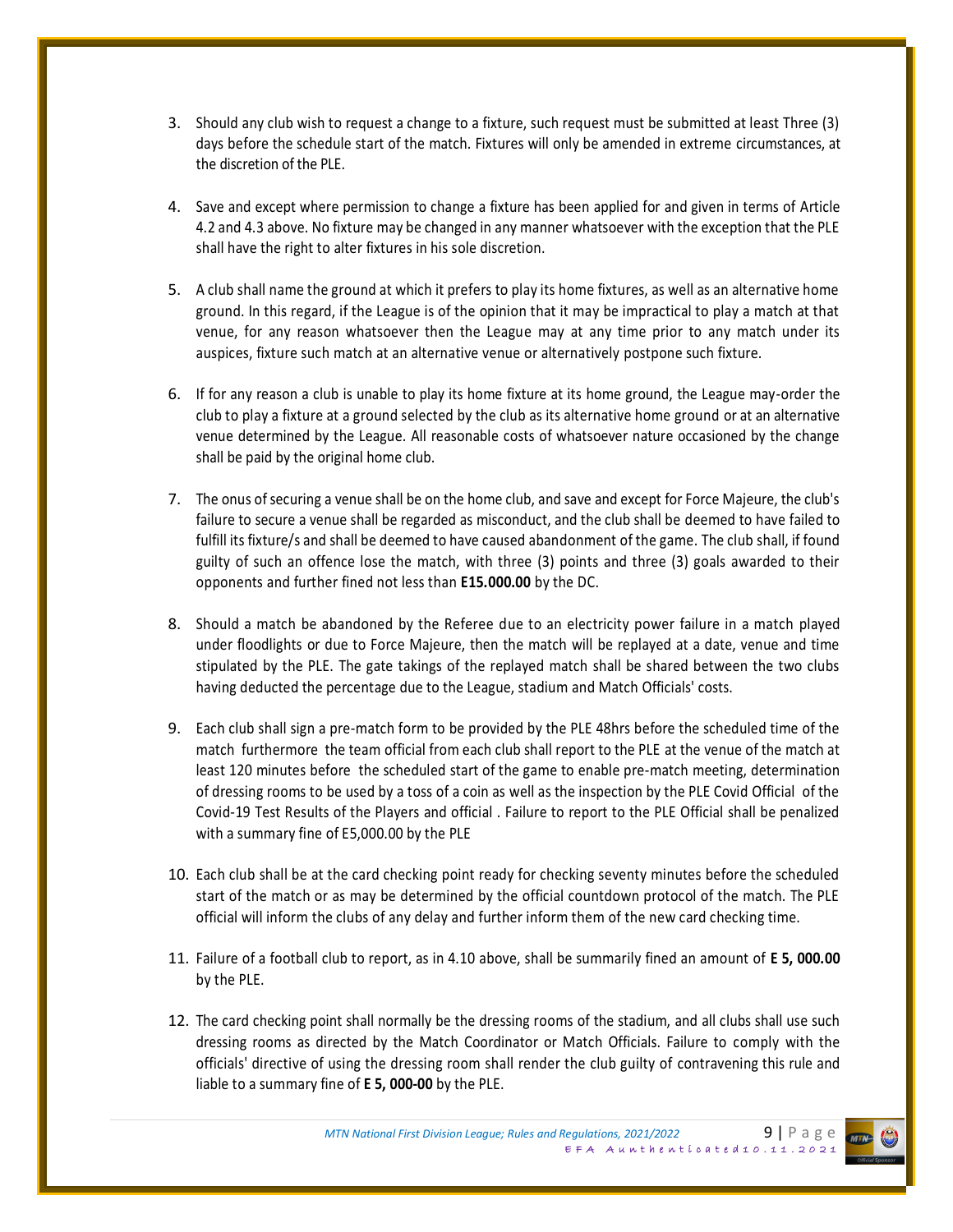3. Should any club wish to request a change to a fixture, such request must be submitted at least Three (3) days before the schedule start of the match. Fixtures will only be amended in extreme circumstances, at the discretion of the PLE.

4. Save and except where permission to change a fixture has been applied for and given in terms of Article 4.2 and 4.3 above. No fixture may be changed in any manner whatsoever with the exception that the PLE shall have the right to alter fixtures in his sole discretion.

5. A club shall name the ground at which it prefers to play its home fixtures, as well as an alternative home ground. In this regard, if the League is of the opinion that it may be impractical to play a match at that venue, for any reason whatsoever then the League may at any time prior to any match under its auspices, fixture such match at an alternative venue or alternatively postpone such fixture.

6. If for any reason a club is unable to play its home fixture at its home ground, the League may-order the club to play a fixture at a ground selected by the club as its alternative home ground or at an alternative venue determined by the League. All reasonable costs of whatsoever nature occasioned by the change shall be paid by the original home club.

7. The onus of securing a venue shall be on the home club, and save and except for Force Majeure, the club's failure to secure a venue shall be regarded as misconduct, and the club shall be deemed to have failed to fulfill its fixture/s and shall be deemed to have caused abandonment of the game. The club shall, if found guilty of such an offence lose the match, with three (3) points and three (3) goals awarded to their opponents and further fined not less than **E15.000.00** by the DC.

8. Should a match be abandoned by the Referee due to an electricity power failure in a match played under floodlights or due to Force Majeure, then the match will be replayed at a date, venue and time stipulated by the PLE. The gate takings of the replayed match shall be shared between the two clubs having deducted the percentage due to the League, stadium and Match Officials' costs.

9. Each club shall sign a pre-match form to be provided by the PLE 48hrs before the scheduled time of the match furthermore the team official from each club shall report to the PLE at the venue of the match at least 120 minutes before the scheduled start of the game to enable pre-match meeting, determination of dressing rooms to be used by a toss of a coin as well as the inspection by the PLE Covid Official of the Covid-19 Test Results of the Players and official . Failure to report to the PLE Official shall be penalized with a summary fine of E5,000.00 by the PLE

10. Each club shall be at the card checking point ready for checking seventy minutes before the scheduled start of the match or as may be determined by the official countdown protocol of the match. The PLE official will inform the clubs of any delay and further inform them of the new card checking time.

11. Failure of a football club to report, as in 4.10 above, shall be summarily fined an amount of **E 5, 000.00** by the PLE.

12. The card checking point shall normally be the dressing rooms of the stadium, and all clubs shall use such dressing rooms as directed by the Match Coordinator or Match Officials. Failure to comply with the officials' directive of using the dressing room shall render the club guilty of contravening this rule and liable to a summary fine of **E 5, 000-00** by the PLE.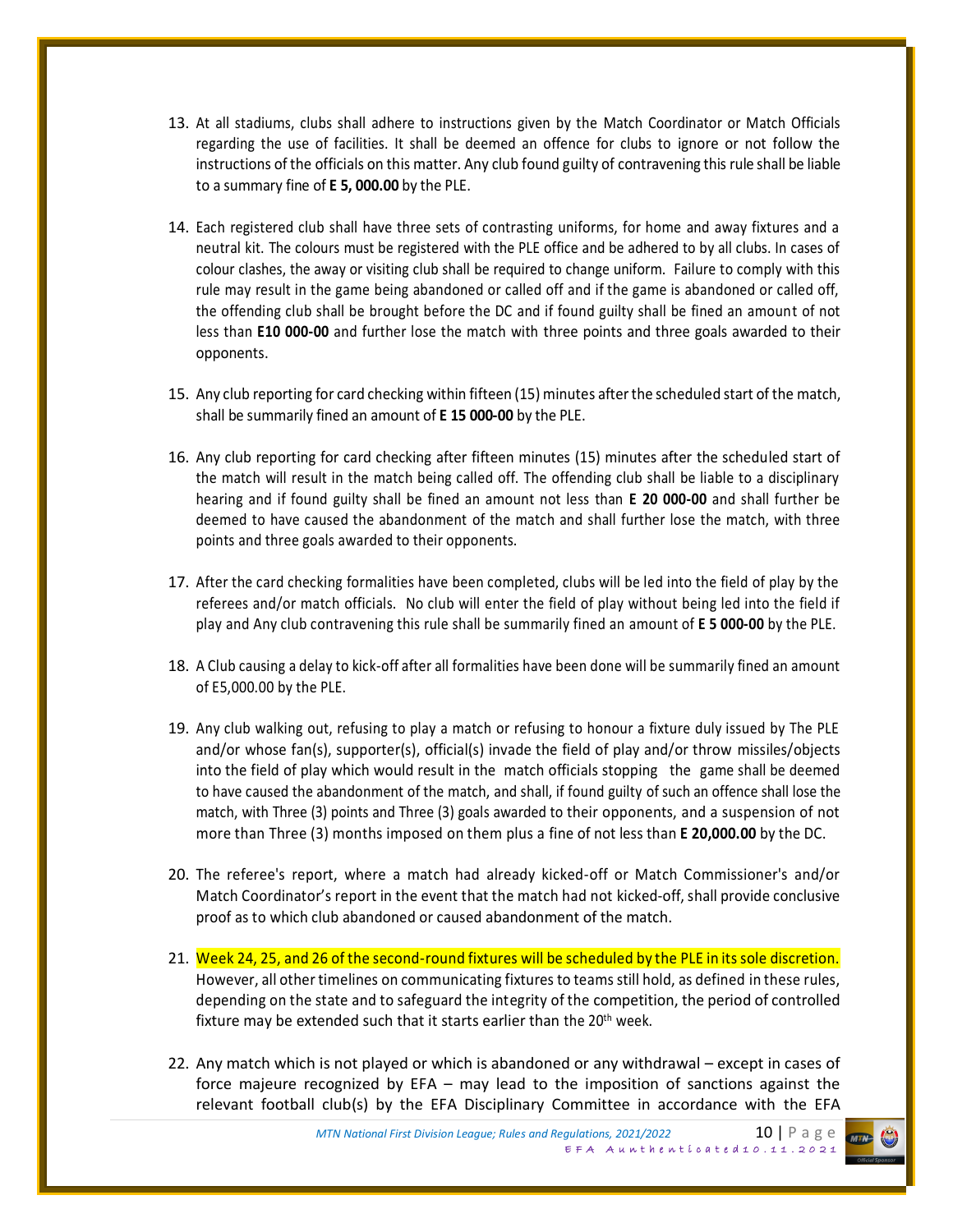13. At all stadiums, clubs shall adhere to instructions given by the Match Coordinator or Match Officials regarding the use of facilities. It shall be deemed an offence for clubs to ignore or not follow the instructions of the officials on this matter. Any club found guilty of contravening this rule shall be liable to a summary fine of **E 5, 000.00** by the PLE.

14. Each registered club shall have three sets of contrasting uniforms, for home and away fixtures and a neutral kit. The colours must be registered with the PLE office and be adhered to by all clubs. In cases of colour clashes, the away or visiting club shall be required to change uniform. Failure to comply with this rule may result in the game being abandoned or called off and if the game is abandoned or called off, the offending club shall be brought before the DC and if found guilty shall be fined an amount of not less than **E10 000-00** and further lose the match with three points and three goals awarded to their opponents.

15. Any club reporting for card checking within fifteen (15) minutes after the scheduled start of the match, shall be summarily fined an amount of **E 15 000-00** by the PLE.

16. Any club reporting for card checking after fifteen minutes (15) minutes after the scheduled start of the match will result in the match being called off. The offending club shall be liable to a disciplinary hearing and if found guilty shall be fined an amount not less than **E 20 000-00** and shall further be deemed to have caused the abandonment of the match and shall further lose the match, with three points and three goals awarded to their opponents.

17. After the card checking formalities have been completed, clubs will be led into the field of play by the referees and/or match officials. No club will enter the field of play without being led into the field if play and Any club contravening this rule shall be summarily fined an amount of **E 5 000-00** by the PLE.

18. A Club causing a delay to kick-off after all formalities have been done will be summarily fined an amount of E5,000.00 by the PLE.

19. Any club walking out, refusing to play a match or refusing to honour a fixture duly issued by The PLE and/or whose fan(s), supporter(s), official(s) invade the field of play and/or throw missiles/objects into the field of play which would result in the match officials stopping the game shall be deemed to have caused the abandonment of the match, and shall, if found guilty of such an offence shall lose the match, with Three (3) points and Three (3) goals awarded to their opponents, and a suspension of not more than Three (3) months imposed on them plus a fine of not less than **E 20,000.00** by the DC.

20. The referee's report, where a match had already kicked-off or Match Commissioner's and/or Match Coordinator's report in the event that the match had not kicked-off, shall provide conclusive proof as to which club abandoned or caused abandonment of the match.

21. Week 24, 25, and 26 of the second-round fixtures will be scheduled by the PLE in its sole discretion. However, all other timelines on communicating fixtures to teams still hold, as defined in these rules, depending on the state and to safeguard the integrity of the competition, the period of controlled fixture may be extended such that it starts earlier than the 20th week.

22. Any match which is not played or which is abandoned or any withdrawal – except in cases of force majeure recognized by EFA – may lead to the imposition of sanctions against the relevant football club(s) by the EFA Disciplinary Committee in accordance with the EFA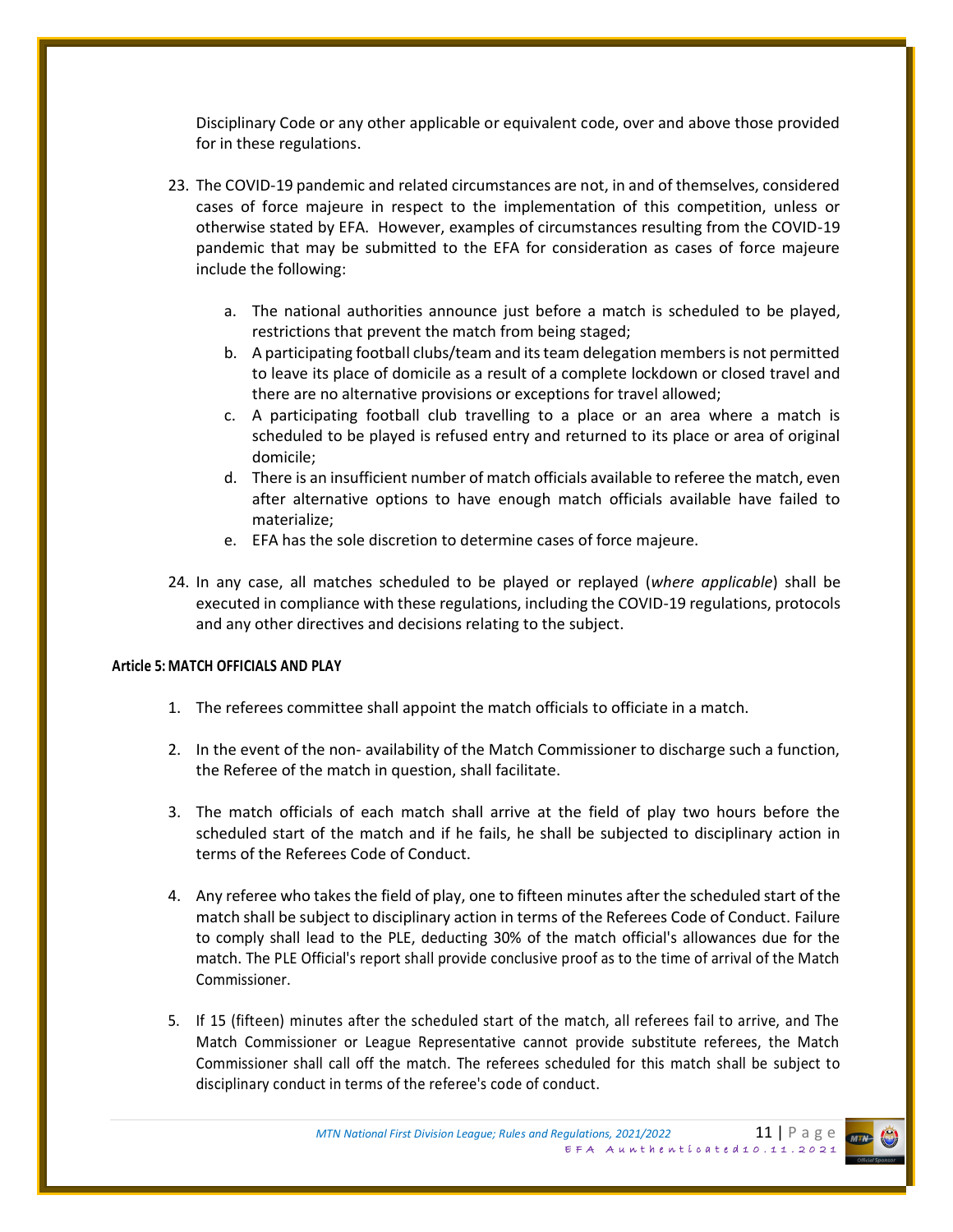Disciplinary Code or any other applicable or equivalent code, over and above those provided for in these regulations.

23. The COVID-19 pandemic and related circumstances are not, in and of themselves, considered cases of force majeure in respect to the implementation of this competition, unless or otherwise stated by EFA. However, examples of circumstances resulting from the COVID-19 pandemic that may be submitted to the EFA for consideration as cases of force majeure include the following:

    a. The national authorities announce just before a match is scheduled to be played, restrictions that prevent the match from being staged;
    b. A participating football clubs/team and its team delegation members is not permitted to leave its place of domicile as a result of a complete lockdown or closed travel and there are no alternative provisions or exceptions for travel allowed;
    c. A participating football club travelling to a place or an area where a match is scheduled to be played is refused entry and returned to its place or area of original domicile;
    d. There is an insufficient number of match officials available to referee the match, even after alternative options to have enough match officials available have failed to materialize;
    e. EFA has the sole discretion to determine cases of force majeure.

24. In any case, all matches scheduled to be played or replayed (*where applicable*) shall be executed in compliance with these regulations, including the COVID-19 regulations, protocols and any other directives and decisions relating to the subject.

**Article 5: MATCH OFFICIALS AND PLAY**

1. The referees committee shall appoint the match officials to officiate in a match.

2. In the event of the non- availability of the Match Commissioner to discharge such a function, the Referee of the match in question, shall facilitate.

3. The match officials of each match shall arrive at the field of play two hours before the scheduled start of the match and if he fails, he shall be subjected to disciplinary action in terms of the Referees Code of Conduct.

4. Any referee who takes the field of play, one to fifteen minutes after the scheduled start of the match shall be subject to disciplinary action in terms of the Referees Code of Conduct. Failure to comply shall lead to the PLE, deducting 30% of the match official's allowances due for the match. The PLE Official's report shall provide conclusive proof as to the time of arrival of the Match Commissioner.

5. If 15 (fifteen) minutes after the scheduled start of the match, all referees fail to arrive, and The Match Commissioner or League Representative cannot provide substitute referees, the Match Commissioner shall call off the match. The referees scheduled for this match shall be subject to disciplinary conduct in terms of the referee's code of conduct.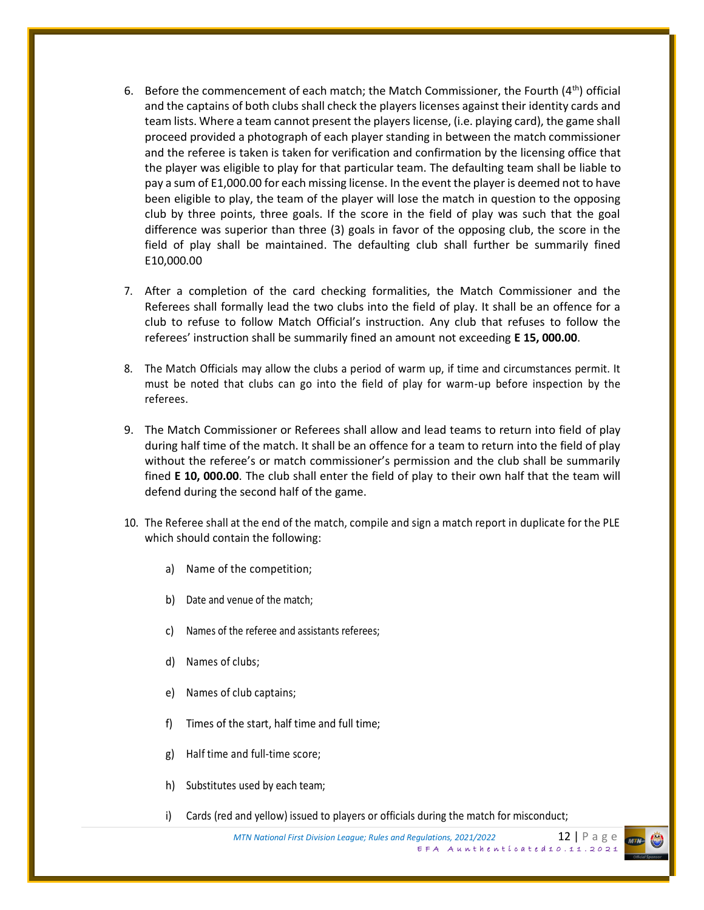6. Before the commencement of each match; the Match Commissioner, the Fourth (4th) official and the captains of both clubs shall check the players licenses against their identity cards and team lists. Where a team cannot present the players license, (i.e. playing card), the game shall proceed provided a photograph of each player standing in between the match commissioner and the referee is taken is taken for verification and confirmation by the licensing office that the player was eligible to play for that particular team. The defaulting team shall be liable to pay a sum of E1,000.00 for each missing license. In the event the player is deemed not to have been eligible to play, the team of the player will lose the match in question to the opposing club by three points, three goals. If the score in the field of play was such that the goal difference was superior than three (3) goals in favor of the opposing club, the score in the field of play shall be maintained. The defaulting club shall further be summarily fined E10,000.00

7. After a completion of the card checking formalities, the Match Commissioner and the Referees shall formally lead the two clubs into the field of play. It shall be an offence for a club to refuse to follow Match Official's instruction. Any club that refuses to follow the referees' instruction shall be summarily fined an amount not exceeding **E 15, 000.00**.

8. The Match Officials may allow the clubs a period of warm up, if time and circumstances permit. It must be noted that clubs can go into the field of play for warm-up before inspection by the referees.

9. The Match Commissioner or Referees shall allow and lead teams to return into field of play during half time of the match. It shall be an offence for a team to return into the field of play without the referee's or match commissioner's permission and the club shall be summarily fined **E 10, 000.00**. The club shall enter the field of play to their own half that the team will defend during the second half of the game.

10. The Referee shall at the end of the match, compile and sign a match report in duplicate for the PLE which should contain the following:

    a) Name of the competition;

    b) Date and venue of the match;

    c) Names of the referee and assistants referees;

    d) Names of clubs;

    e) Names of club captains;

    f) Times of the start, half time and full time;

    g) Half time and full-time score;

    h) Substitutes used by each team;

    i) Cards (red and yellow) issued to players or officials during the match for misconduct;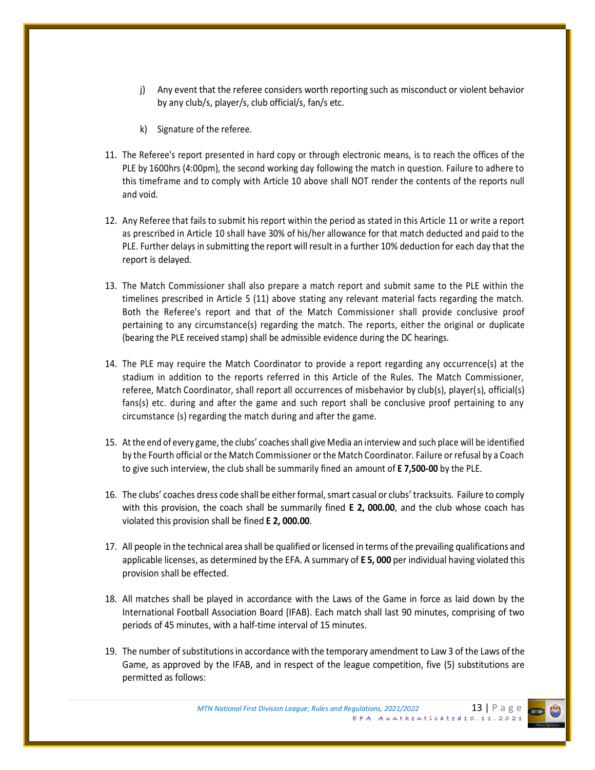j) Any event that the referee considers worth reporting such as misconduct or violent behavior by any club/s, player/s, club official/s, fan/s etc.

k) Signature of the referee.

11. The Referee's report presented in hard copy or through electronic means, is to reach the offices of the PLE by 1600hrs (4:00pm), the second working day following the match in question. Failure to adhere to this timeframe and to comply with Article 10 above shall NOT render the contents of the reports null and void.

12. Any Referee that fails to submit his report within the period as stated in this Article 11 or write a report as prescribed in Article 10 shall have 30% of his/her allowance for that match deducted and paid to the PLE. Further delays in submitting the report will result in a further 10% deduction for each day that the report is delayed.

13. The Match Commissioner shall also prepare a match report and submit same to the PLE within the timelines prescribed in Article 5 (11) above stating any relevant material facts regarding the match. Both the Referee's report and that of the Match Commissioner shall provide conclusive proof pertaining to any circumstance(s) regarding the match. The reports, either the original or duplicate (bearing the PLE received stamp) shall be admissible evidence during the DC hearings.

14. The PLE may require the Match Coordinator to provide a report regarding any occurrence(s) at the stadium in addition to the reports referred in this Article of the Rules. The Match Commissioner, referee, Match Coordinator, shall report all occurrences of misbehavior by club(s), player(s), official(s) fans(s) etc. during and after the game and such report shall be conclusive proof pertaining to any circumstance (s) regarding the match during and after the game.

15. At the end of every game, the clubs' coaches shall give Media an interview and such place will be identified by the Fourth official or the Match Commissioner or the Match Coordinator. Failure or refusal by a Coach to give such interview, the club shall be summarily fined an amount of **E 7,500-00** by the PLE.

16. The clubs' coaches dress code shall be either formal, smart casual or clubs' tracksuits. Failure to comply with this provision, the coach shall be summarily fined **E 2, 000.00**, and the club whose coach has violated this provision shall be fined **E 2, 000.00**.

17. All people in the technical area shall be qualified or licensed in terms of the prevailing qualifications and applicable licenses, as determined by the EFA. A summary of **E 5, 000** per individual having violated this provision shall be effected.

18. All matches shall be played in accordance with the Laws of the Game in force as laid down by the International Football Association Board (IFAB). Each match shall last 90 minutes, comprising of two periods of 45 minutes, with a half-time interval of 15 minutes.

19. The number of substitutions in accordance with the temporary amendment to Law 3 of the Laws of the Game, as approved by the IFAB, and in respect of the league competition, five (5) substitutions are permitted as follows: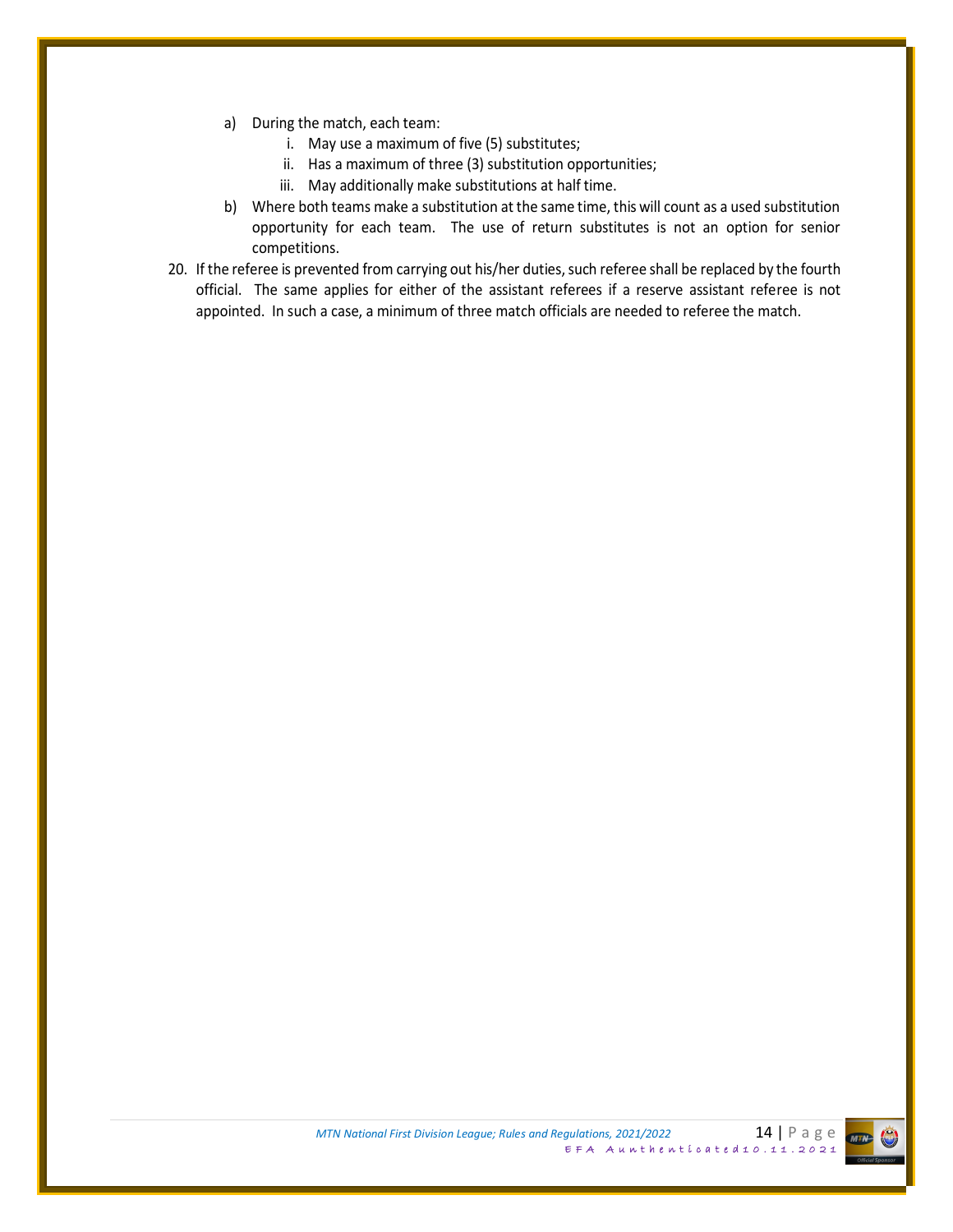a) During the match, each team:
   i. May use a maximum of five (5) substitutes;
   ii. Has a maximum of three (3) substitution opportunities;
   iii. May additionally make substitutions at half time.

b) Where both teams make a substitution at the same time, this will count as a used substitution opportunity for each team. The use of return substitutes is not an option for senior competitions.

20. If the referee is prevented from carrying out his/her duties, such referee shall be replaced by the fourth official. The same applies for either of the assistant referees if a reserve assistant referee is not appointed. In such a case, a minimum of three match officials are needed to referee the match.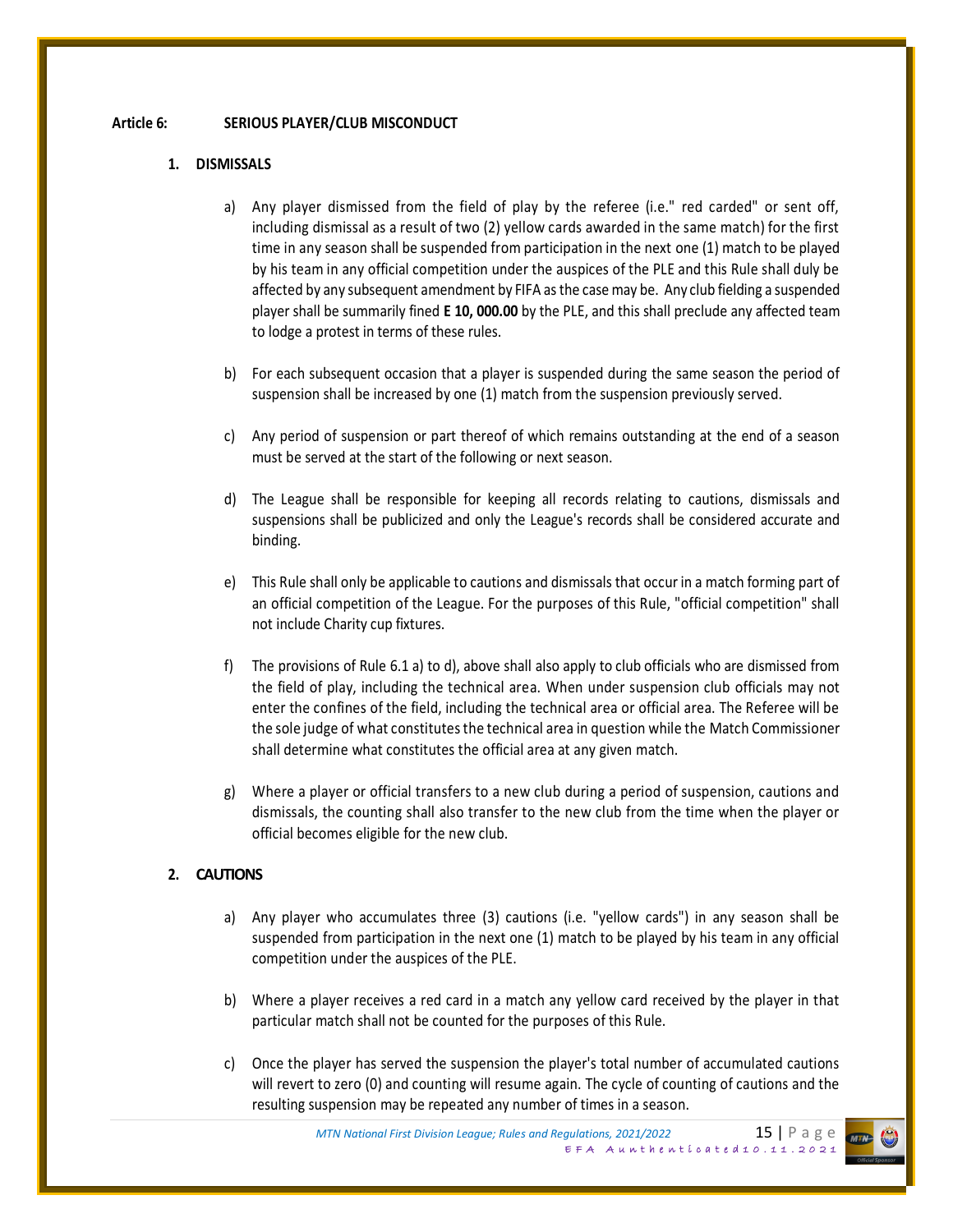**Article 6: SERIOUS PLAYER/CLUB MISCONDUCT**

**1. DISMISSALS**

a) Any player dismissed from the field of play by the referee (i.e." red carded" or sent off, including dismissal as a result of two (2) yellow cards awarded in the same match) for the first time in any season shall be suspended from participation in the next one (1) match to be played by his team in any official competition under the auspices of the PLE and this Rule shall duly be affected by any subsequent amendment by FIFA as the case may be. Any club fielding a suspended player shall be summarily fined **E 10, 000.00** by the PLE, and this shall preclude any affected team to lodge a protest in terms of these rules.

b) For each subsequent occasion that a player is suspended during the same season the period of suspension shall be increased by one (1) match from the suspension previously served.

c) Any period of suspension or part thereof of which remains outstanding at the end of a season must be served at the start of the following or next season.

d) The League shall be responsible for keeping all records relating to cautions, dismissals and suspensions shall be publicized and only the League's records shall be considered accurate and binding.

e) This Rule shall only be applicable to cautions and dismissals that occur in a match forming part of an official competition of the League. For the purposes of this Rule, "official competition" shall not include Charity cup fixtures.

f) The provisions of Rule 6.1 a) to d), above shall also apply to club officials who are dismissed from the field of play, including the technical area. When under suspension club officials may not enter the confines of the field, including the technical area or official area. The Referee will be the sole judge of what constitutes the technical area in question while the Match Commissioner shall determine what constitutes the official area at any given match.

g) Where a player or official transfers to a new club during a period of suspension, cautions and dismissals, the counting shall also transfer to the new club from the time when the player or official becomes eligible for the new club.

**2. CAUTIONS**

a) Any player who accumulates three (3) cautions (i.e. "yellow cards") in any season shall be suspended from participation in the next one (1) match to be played by his team in any official competition under the auspices of the PLE.

b) Where a player receives a red card in a match any yellow card received by the player in that particular match shall not be counted for the purposes of this Rule.

c) Once the player has served the suspension the player's total number of accumulated cautions will revert to zero (0) and counting will resume again. The cycle of counting of cautions and the resulting suspension may be repeated any number of times in a season.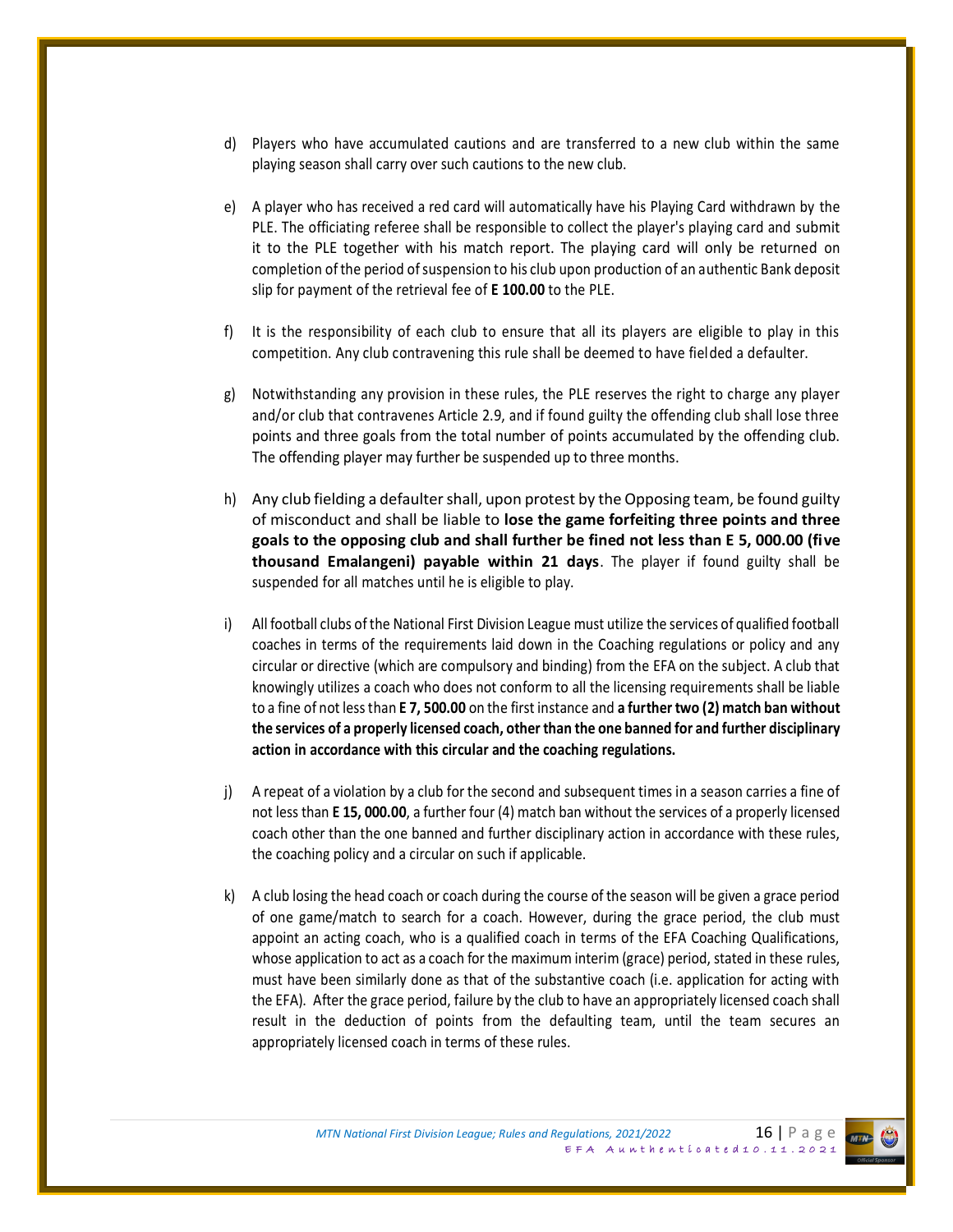d) Players who have accumulated cautions and are transferred to a new club within the same playing season shall carry over such cautions to the new club.

e) A player who has received a red card will automatically have his Playing Card withdrawn by the PLE. The officiating referee shall be responsible to collect the player's playing card and submit it to the PLE together with his match report. The playing card will only be returned on completion of the period of suspension to his club upon production of an authentic Bank deposit slip for payment of the retrieval fee of **E 100.00** to the PLE.

f) It is the responsibility of each club to ensure that all its players are eligible to play in this competition. Any club contravening this rule shall be deemed to have fielded a defaulter.

g) Notwithstanding any provision in these rules, the PLE reserves the right to charge any player and/or club that contravenes Article 2.9, and if found guilty the offending club shall lose three points and three goals from the total number of points accumulated by the offending club. The offending player may further be suspended up to three months.

h) Any club fielding a defaulter shall, upon protest by the Opposing team, be found guilty of misconduct and shall be liable to **lose the game forfeiting three points and three goals to the opposing club and shall further be fined not less than E 5, 000.00 (five thousand Emalangeni) payable within 21 days**. The player if found guilty shall be suspended for all matches until he is eligible to play.

i) All football clubs of the National First Division League must utilize the services of qualified football coaches in terms of the requirements laid down in the Coaching regulations or policy and any circular or directive (which are compulsory and binding) from the EFA on the subject. A club that knowingly utilizes a coach who does not conform to all the licensing requirements shall be liable to a fine of not less than **E 7, 500.00** on the first instance and **a further two (2) match ban without the services of a properly licensed coach, other than the one banned for and further disciplinary action in accordance with this circular and the coaching regulations.**

j) A repeat of a violation by a club for the second and subsequent times in a season carries a fine of not less than **E 15, 000.00**, a further four (4) match ban without the services of a properly licensed coach other than the one banned and further disciplinary action in accordance with these rules, the coaching policy and a circular on such if applicable.

k) A club losing the head coach or coach during the course of the season will be given a grace period of one game/match to search for a coach. However, during the grace period, the club must appoint an acting coach, who is a qualified coach in terms of the EFA Coaching Qualifications, whose application to act as a coach for the maximum interim (grace) period, stated in these rules, must have been similarly done as that of the substantive coach (i.e. application for acting with the EFA). After the grace period, failure by the club to have an appropriately licensed coach shall result in the deduction of points from the defaulting team, until the team secures an appropriately licensed coach in terms of these rules.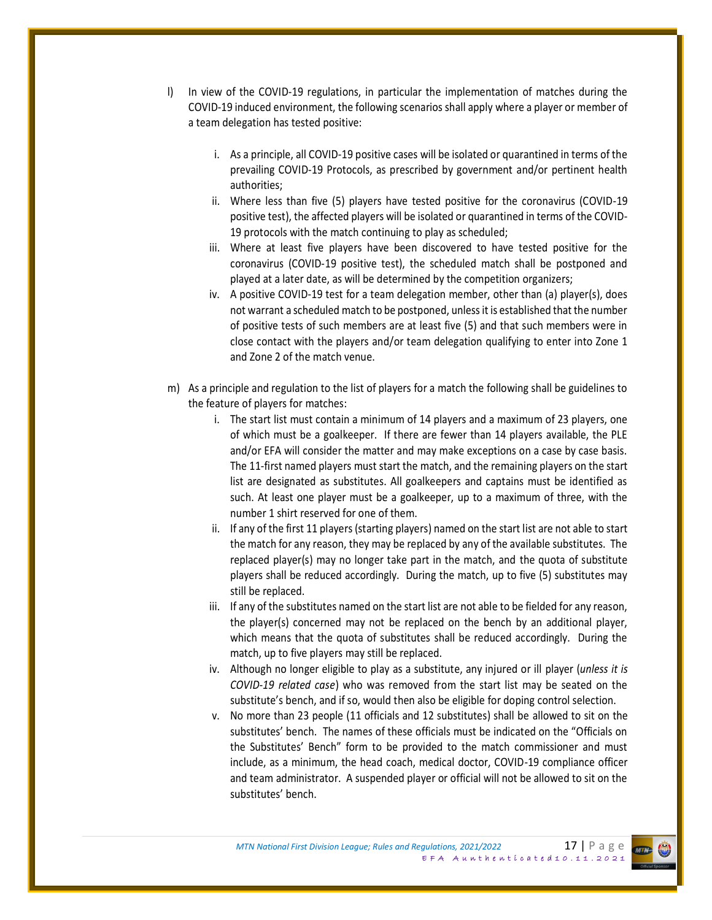l) In view of the COVID-19 regulations, in particular the implementation of matches during the COVID-19 induced environment, the following scenarios shall apply where a player or member of a team delegation has tested positive:

   i. As a principle, all COVID-19 positive cases will be isolated or quarantined in terms of the prevailing COVID-19 Protocols, as prescribed by government and/or pertinent health authorities;
   ii. Where less than five (5) players have tested positive for the coronavirus (COVID-19 positive test), the affected players will be isolated or quarantined in terms of the COVID-19 protocols with the match continuing to play as scheduled;
   iii. Where at least five players have been discovered to have tested positive for the coronavirus (COVID-19 positive test), the scheduled match shall be postponed and played at a later date, as will be determined by the competition organizers;
   iv. A positive COVID-19 test for a team delegation member, other than (a) player(s), does not warrant a scheduled match to be postponed, unless it is established that the number of positive tests of such members are at least five (5) and that such members were in close contact with the players and/or team delegation qualifying to enter into Zone 1 and Zone 2 of the match venue.

m) As a principle and regulation to the list of players for a match the following shall be guidelines to the feature of players for matches:
   i. The start list must contain a minimum of 14 players and a maximum of 23 players, one of which must be a goalkeeper. If there are fewer than 14 players available, the PLE and/or EFA will consider the matter and may make exceptions on a case by case basis. The 11-first named players must start the match, and the remaining players on the start list are designated as substitutes. All goalkeepers and captains must be identified as such. At least one player must be a goalkeeper, up to a maximum of three, with the number 1 shirt reserved for one of them.
   ii. If any of the first 11 players (starting players) named on the start list are not able to start the match for any reason, they may be replaced by any of the available substitutes. The replaced player(s) may no longer take part in the match, and the quota of substitute players shall be reduced accordingly. During the match, up to five (5) substitutes may still be replaced.
   iii. If any of the substitutes named on the start list are not able to be fielded for any reason, the player(s) concerned may not be replaced on the bench by an additional player, which means that the quota of substitutes shall be reduced accordingly. During the match, up to five players may still be replaced.
   iv. Although no longer eligible to play as a substitute, any injured or ill player (*unless it is COVID-19 related case*) who was removed from the start list may be seated on the substitute's bench, and if so, would then also be eligible for doping control selection.
   v. No more than 23 people (11 officials and 12 substitutes) shall be allowed to sit on the substitutes' bench. The names of these officials must be indicated on the "Officials on the Substitutes' Bench" form to be provided to the match commissioner and must include, as a minimum, the head coach, medical doctor, COVID-19 compliance officer and team administrator. A suspended player or official will not be allowed to sit on the substitutes' bench.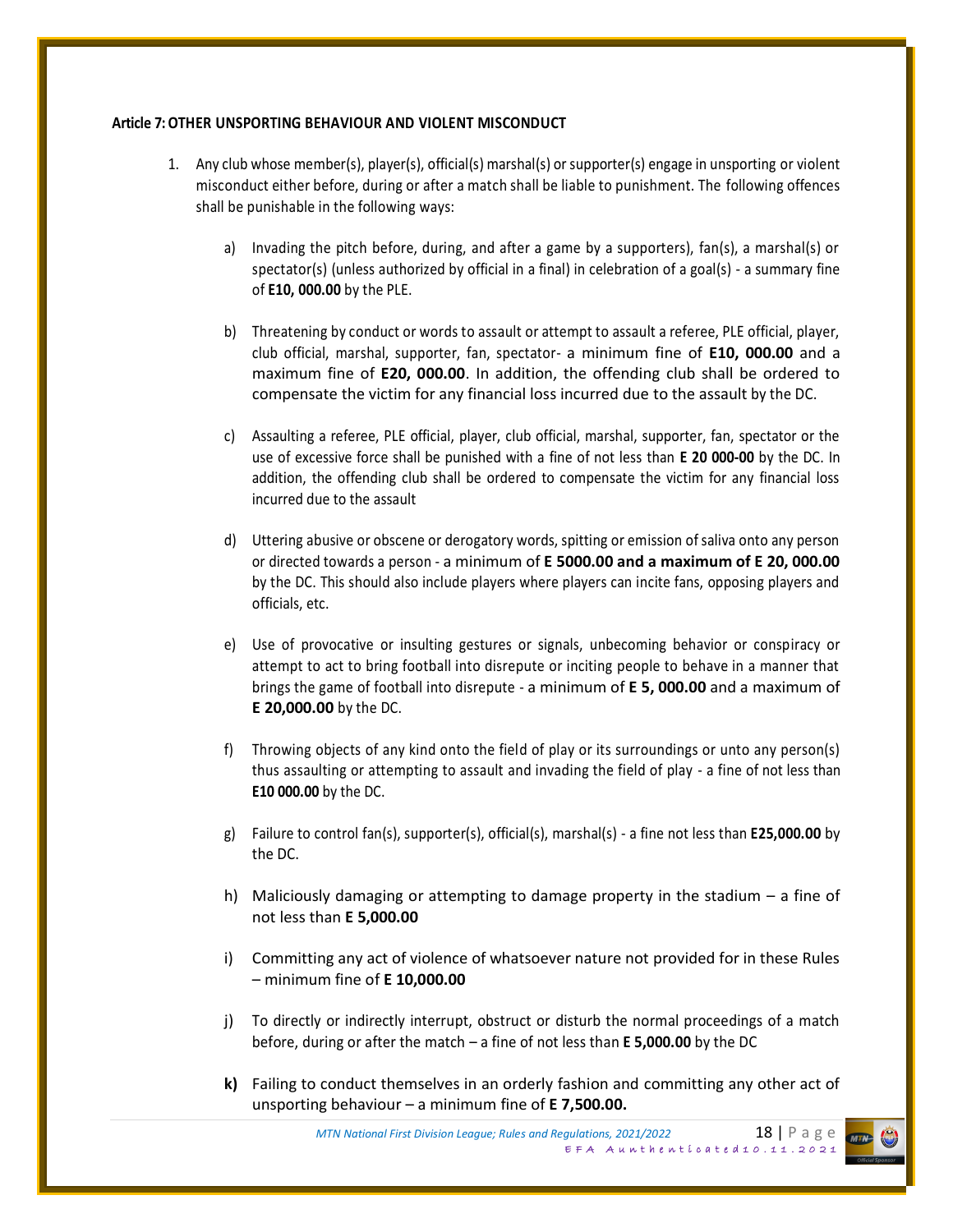**Article 7: OTHER UNSPORTING BEHAVIOUR AND VIOLENT MISCONDUCT**

1. Any club whose member(s), player(s), official(s) marshal(s) or supporter(s) engage in unsporting or violent misconduct either before, during or after a match shall be liable to punishment. The following offences shall be punishable in the following ways:

   a) Invading the pitch before, during, and after a game by a supporters), fan(s), a marshal(s) or spectator(s) (unless authorized by official in a final) in celebration of a goal(s) - a summary fine of **E10, 000.00** by the PLE.

   b) Threatening by conduct or words to assault or attempt to assault a referee, PLE official, player, club official, marshal, supporter, fan, spectator- a minimum fine of **E10, 000.00** and a maximum fine of **E20, 000.00**. In addition, the offending club shall be ordered to compensate the victim for any financial loss incurred due to the assault by the DC.

   c) Assaulting a referee, PLE official, player, club official, marshal, supporter, fan, spectator or the use of excessive force shall be punished with a fine of not less than **E 20 000-00** by the DC. In addition, the offending club shall be ordered to compensate the victim for any financial loss incurred due to the assault

   d) Uttering abusive or obscene or derogatory words, spitting or emission of saliva onto any person or directed towards a person - a minimum of **E 5000.00 and a maximum of E 20, 000.00** by the DC. This should also include players where players can incite fans, opposing players and officials, etc.

   e) Use of provocative or insulting gestures or signals, unbecoming behavior or conspiracy or attempt to act to bring football into disrepute or inciting people to behave in a manner that brings the game of football into disrepute - a minimum of **E 5, 000.00** and a maximum of **E 20,000.00** by the DC.

   f) Throwing objects of any kind onto the field of play or its surroundings or unto any person(s) thus assaulting or attempting to assault and invading the field of play - a fine of not less than **E10 000.00** by the DC.

   g) Failure to control fan(s), supporter(s), official(s), marshal(s) - a fine not less than **E25,000.00** by the DC.

   h) Maliciously damaging or attempting to damage property in the stadium – a fine of not less than **E 5,000.00**

   i) Committing any act of violence of whatsoever nature not provided for in these Rules – minimum fine of **E 10,000.00**

   j) To directly or indirectly interrupt, obstruct or disturb the normal proceedings of a match before, during or after the match – a fine of not less than **E 5,000.00** by the DC

   **k)** Failing to conduct themselves in an orderly fashion and committing any other act of unsporting behaviour – a minimum fine of **E 7,500.00.**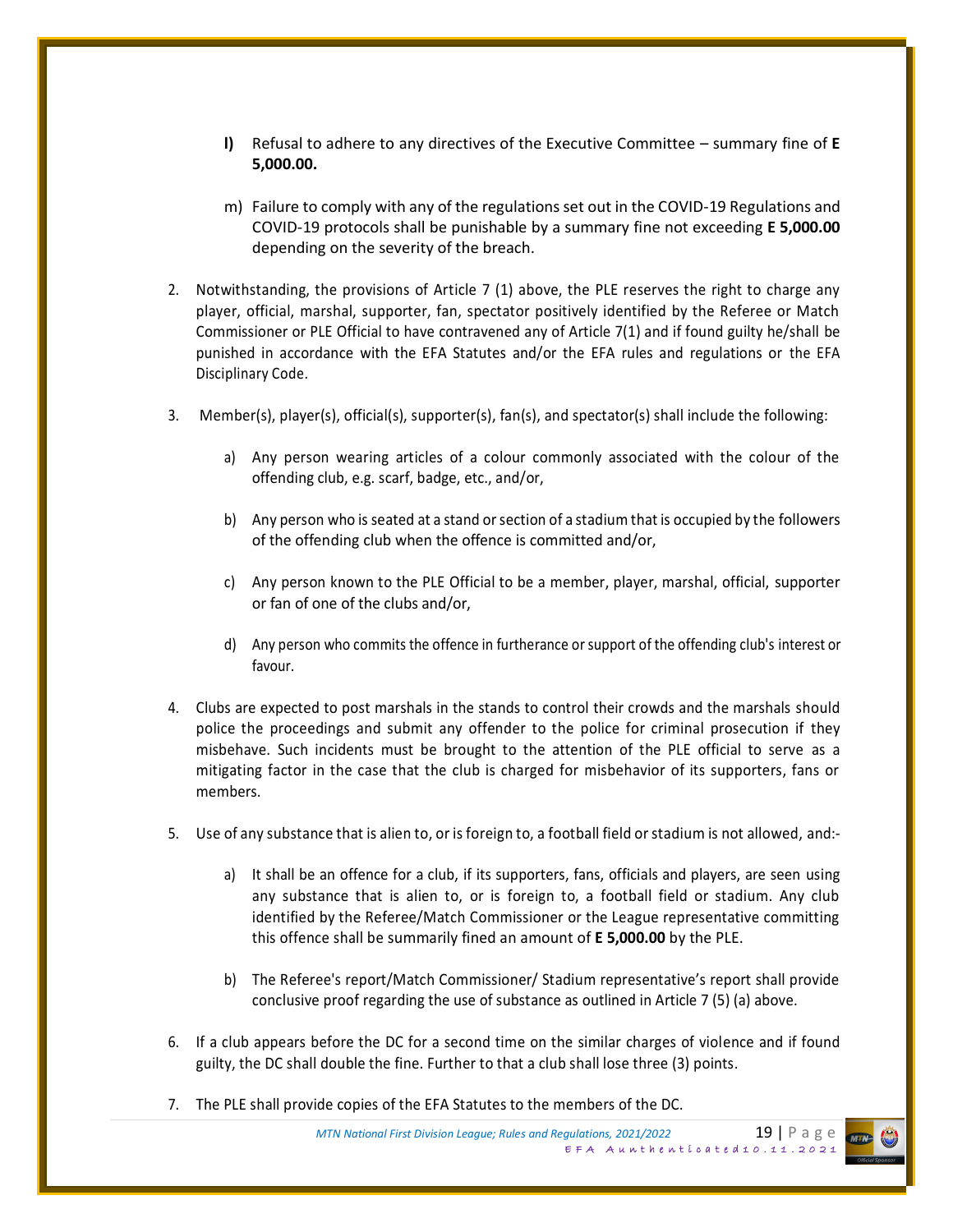**l)** Refusal to adhere to any directives of the Executive Committee – summary fine of **E 5,000.00.**

m) Failure to comply with any of the regulations set out in the COVID-19 Regulations and COVID-19 protocols shall be punishable by a summary fine not exceeding **E 5,000.00** depending on the severity of the breach.

2. Notwithstanding, the provisions of Article 7 (1) above, the PLE reserves the right to charge any player, official, marshal, supporter, fan, spectator positively identified by the Referee or Match Commissioner or PLE Official to have contravened any of Article 7(1) and if found guilty he/shall be punished in accordance with the EFA Statutes and/or the EFA rules and regulations or the EFA Disciplinary Code.

3. Member(s), player(s), official(s), supporter(s), fan(s), and spectator(s) shall include the following:

   a) Any person wearing articles of a colour commonly associated with the colour of the offending club, e.g. scarf, badge, etc., and/or,

   b) Any person who is seated at a stand or section of a stadium that is occupied by the followers of the offending club when the offence is committed and/or,

   c) Any person known to the PLE Official to be a member, player, marshal, official, supporter or fan of one of the clubs and/or,

   d) Any person who commits the offence in furtherance or support of the offending club's interest or favour.

4. Clubs are expected to post marshals in the stands to control their crowds and the marshals should police the proceedings and submit any offender to the police for criminal prosecution if they misbehave. Such incidents must be brought to the attention of the PLE official to serve as a mitigating factor in the case that the club is charged for misbehavior of its supporters, fans or members.

5. Use of any substance that is alien to, or is foreign to, a football field or stadium is not allowed, and:-

   a) It shall be an offence for a club, if its supporters, fans, officials and players, are seen using any substance that is alien to, or is foreign to, a football field or stadium. Any club identified by the Referee/Match Commissioner or the League representative committing this offence shall be summarily fined an amount of **E 5,000.00** by the PLE.

   b) The Referee's report/Match Commissioner/ Stadium representative's report shall provide conclusive proof regarding the use of substance as outlined in Article 7 (5) (a) above.

6. If a club appears before the DC for a second time on the similar charges of violence and if found guilty, the DC shall double the fine. Further to that a club shall lose three (3) points.

7. The PLE shall provide copies of the EFA Statutes to the members of the DC.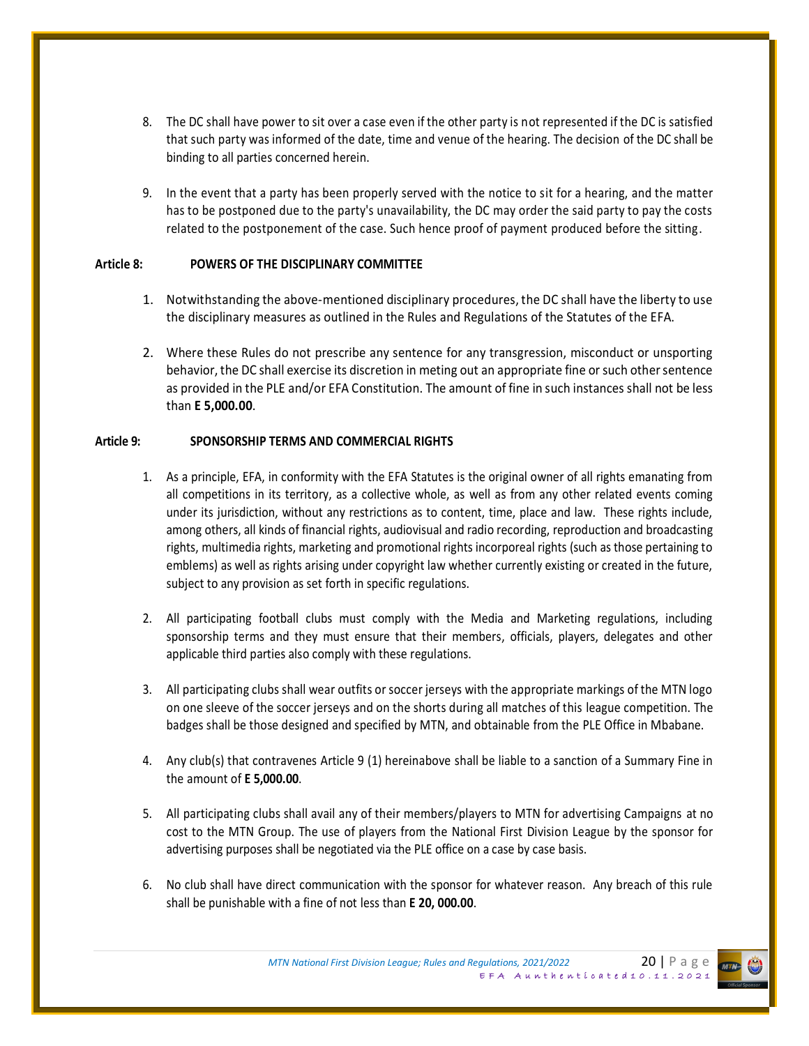8. The DC shall have power to sit over a case even if the other party is not represented if the DC is satisfied that such party was informed of the date, time and venue of the hearing. The decision of the DC shall be binding to all parties concerned herein.

9. In the event that a party has been properly served with the notice to sit for a hearing, and the matter has to be postponed due to the party's unavailability, the DC may order the said party to pay the costs related to the postponement of the case. Such hence proof of payment produced before the sitting.

**Article 8: POWERS OF THE DISCIPLINARY COMMITTEE**

1. Notwithstanding the above-mentioned disciplinary procedures, the DC shall have the liberty to use the disciplinary measures as outlined in the Rules and Regulations of the Statutes of the EFA.

2. Where these Rules do not prescribe any sentence for any transgression, misconduct or unsporting behavior, the DC shall exercise its discretion in meting out an appropriate fine or such other sentence as provided in the PLE and/or EFA Constitution. The amount of fine in such instances shall not be less than **E 5,000.00**.

**Article 9: SPONSORSHIP TERMS AND COMMERCIAL RIGHTS**

1. As a principle, EFA, in conformity with the EFA Statutes is the original owner of all rights emanating from all competitions in its territory, as a collective whole, as well as from any other related events coming under its jurisdiction, without any restrictions as to content, time, place and law. These rights include, among others, all kinds of financial rights, audiovisual and radio recording, reproduction and broadcasting rights, multimedia rights, marketing and promotional rights incorporeal rights (such as those pertaining to emblems) as well as rights arising under copyright law whether currently existing or created in the future, subject to any provision as set forth in specific regulations.

2. All participating football clubs must comply with the Media and Marketing regulations, including sponsorship terms and they must ensure that their members, officials, players, delegates and other applicable third parties also comply with these regulations.

3. All participating clubs shall wear outfits or soccer jerseys with the appropriate markings of the MTN logo on one sleeve of the soccer jerseys and on the shorts during all matches of this league competition. The badges shall be those designed and specified by MTN, and obtainable from the PLE Office in Mbabane.

4. Any club(s) that contravenes Article 9 (1) hereinabove shall be liable to a sanction of a Summary Fine in the amount of **E 5,000.00**.

5. All participating clubs shall avail any of their members/players to MTN for advertising Campaigns at no cost to the MTN Group. The use of players from the National First Division League by the sponsor for advertising purposes shall be negotiated via the PLE office on a case by case basis.

6. No club shall have direct communication with the sponsor for whatever reason. Any breach of this rule shall be punishable with a fine of not less than **E 20, 000.00**.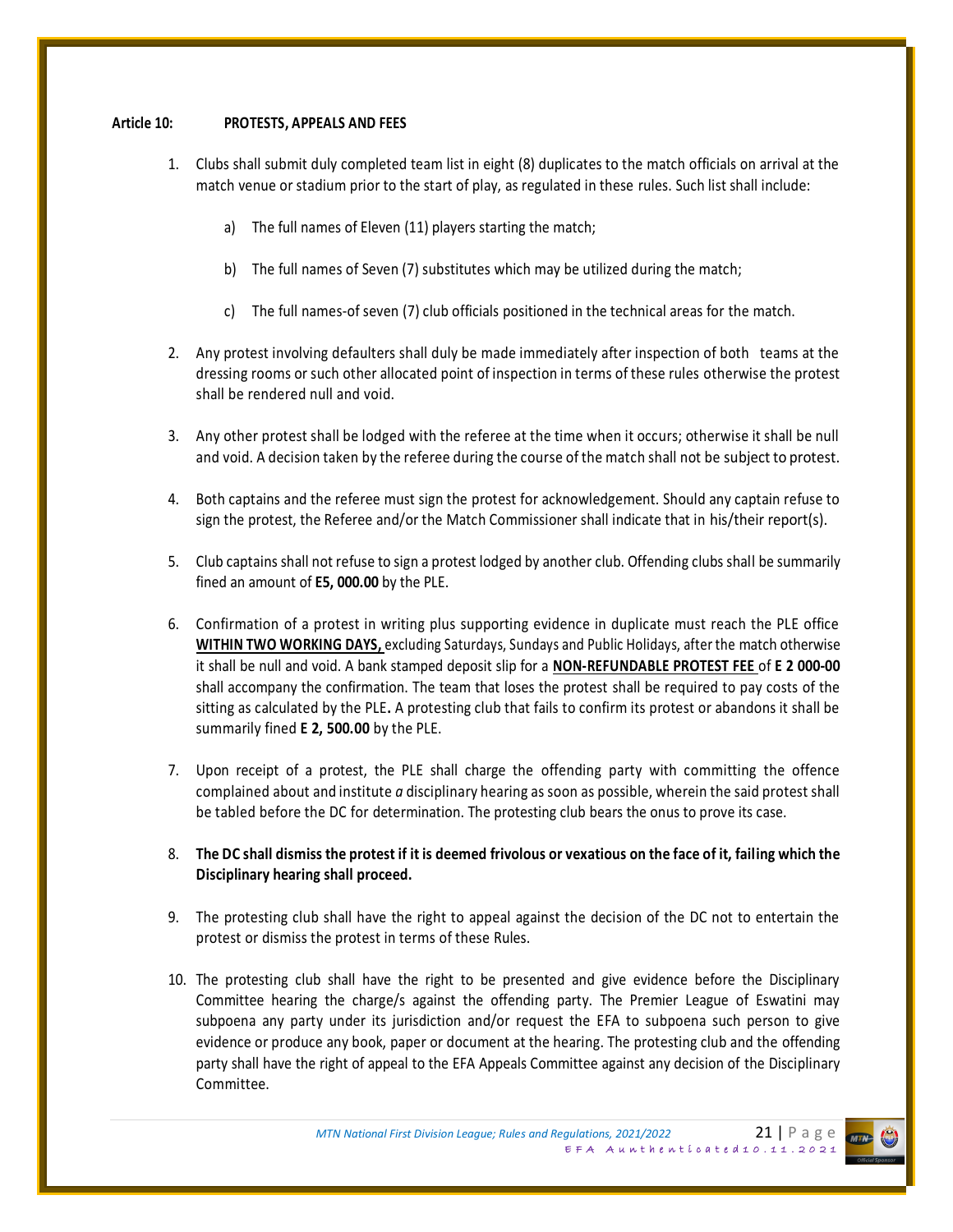**Article 10: PROTESTS, APPEALS AND FEES**

1. Clubs shall submit duly completed team list in eight (8) duplicates to the match officials on arrival at the match venue or stadium prior to the start of play, as regulated in these rules. Such list shall include:

   a) The full names of Eleven (11) players starting the match;

   b) The full names of Seven (7) substitutes which may be utilized during the match;

   c) The full names-of seven (7) club officials positioned in the technical areas for the match.

2. Any protest involving defaulters shall duly be made immediately after inspection of both teams at the dressing rooms or such other allocated point of inspection in terms of these rules otherwise the protest shall be rendered null and void.

3. Any other protest shall be lodged with the referee at the time when it occurs; otherwise it shall be null and void. A decision taken by the referee during the course of the match shall not be subject to protest.

4. Both captains and the referee must sign the protest for acknowledgement. Should any captain refuse to sign the protest, the Referee and/or the Match Commissioner shall indicate that in his/their report(s).

5. Club captains shall not refuse to sign a protest lodged by another club. Offending clubs shall be summarily fined an amount of **E5, 000.00** by the PLE.

6. Confirmation of a protest in writing plus supporting evidence in duplicate must reach the PLE office **WITHIN TWO WORKING DAYS,** excluding Saturdays, Sundays and Public Holidays, after the match otherwise it shall be null and void. A bank stamped deposit slip for a **NON-REFUNDABLE PROTEST FEE** of **E 2 000-00** shall accompany the confirmation. The team that loses the protest shall be required to pay costs of the sitting as calculated by the PLE**.** A protesting club that fails to confirm its protest or abandons it shall be summarily fined **E 2, 500.00** by the PLE.

7. Upon receipt of a protest, the PLE shall charge the offending party with committing the offence complained about and institute *a* disciplinary hearing as soon as possible, wherein the said protest shall be tabled before the DC for determination. The protesting club bears the onus to prove its case.

8. **The DC shall dismiss the protest if it is deemed frivolous or vexatious on the face of it, failing which the Disciplinary hearing shall proceed.**

9. The protesting club shall have the right to appeal against the decision of the DC not to entertain the protest or dismiss the protest in terms of these Rules.

10. The protesting club shall have the right to be presented and give evidence before the Disciplinary Committee hearing the charge/s against the offending party. The Premier League of Eswatini may subpoena any party under its jurisdiction and/or request the EFA to subpoena such person to give evidence or produce any book, paper or document at the hearing. The protesting club and the offending party shall have the right of appeal to the EFA Appeals Committee against any decision of the Disciplinary Committee.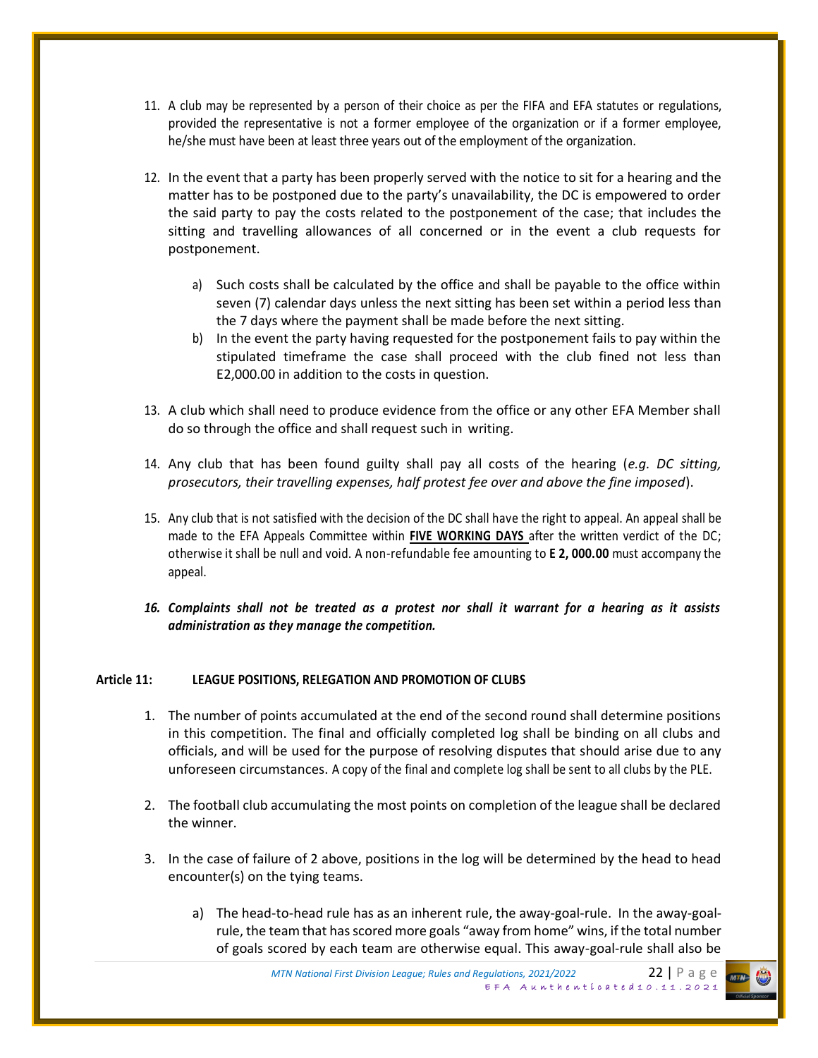11. A club may be represented by a person of their choice as per the FIFA and EFA statutes or regulations, provided the representative is not a former employee of the organization or if a former employee, he/she must have been at least three years out of the employment of the organization.

12. In the event that a party has been properly served with the notice to sit for a hearing and the matter has to be postponed due to the party's unavailability, the DC is empowered to order the said party to pay the costs related to the postponement of the case; that includes the sitting and travelling allowances of all concerned or in the event a club requests for postponement.

    a) Such costs shall be calculated by the office and shall be payable to the office within seven (7) calendar days unless the next sitting has been set within a period less than the 7 days where the payment shall be made before the next sitting.
    b) In the event the party having requested for the postponement fails to pay within the stipulated timeframe the case shall proceed with the club fined not less than E2,000.00 in addition to the costs in question.

13. A club which shall need to produce evidence from the office or any other EFA Member shall do so through the office and shall request such in writing.

14. Any club that has been found guilty shall pay all costs of the hearing (*e.g. DC sitting, prosecutors, their travelling expenses, half protest fee over and above the fine imposed*).

15. Any club that is not satisfied with the decision of the DC shall have the right to appeal. An appeal shall be made to the EFA Appeals Committee within **FIVE WORKING DAYS** after the written verdict of the DC; otherwise it shall be null and void. A non-refundable fee amounting to **E 2, 000.00** must accompany the appeal.

16. ***Complaints shall not be treated as a protest nor shall it warrant for a hearing as it assists administration as they manage the competition.***

**Article 11: LEAGUE POSITIONS, RELEGATION AND PROMOTION OF CLUBS**

1. The number of points accumulated at the end of the second round shall determine positions in this competition. The final and officially completed log shall be binding on all clubs and officials, and will be used for the purpose of resolving disputes that should arise due to any unforeseen circumstances. A copy of the final and complete log shall be sent to all clubs by the PLE.

2. The football club accumulating the most points on completion of the league shall be declared the winner.

3. In the case of failure of 2 above, positions in the log will be determined by the head to head encounter(s) on the tying teams.

    a) The head-to-head rule has as an inherent rule, the away-goal-rule. In the away-goal-rule, the team that has scored more goals "away from home" wins, if the total number of goals scored by each team are otherwise equal. This away-goal-rule shall also be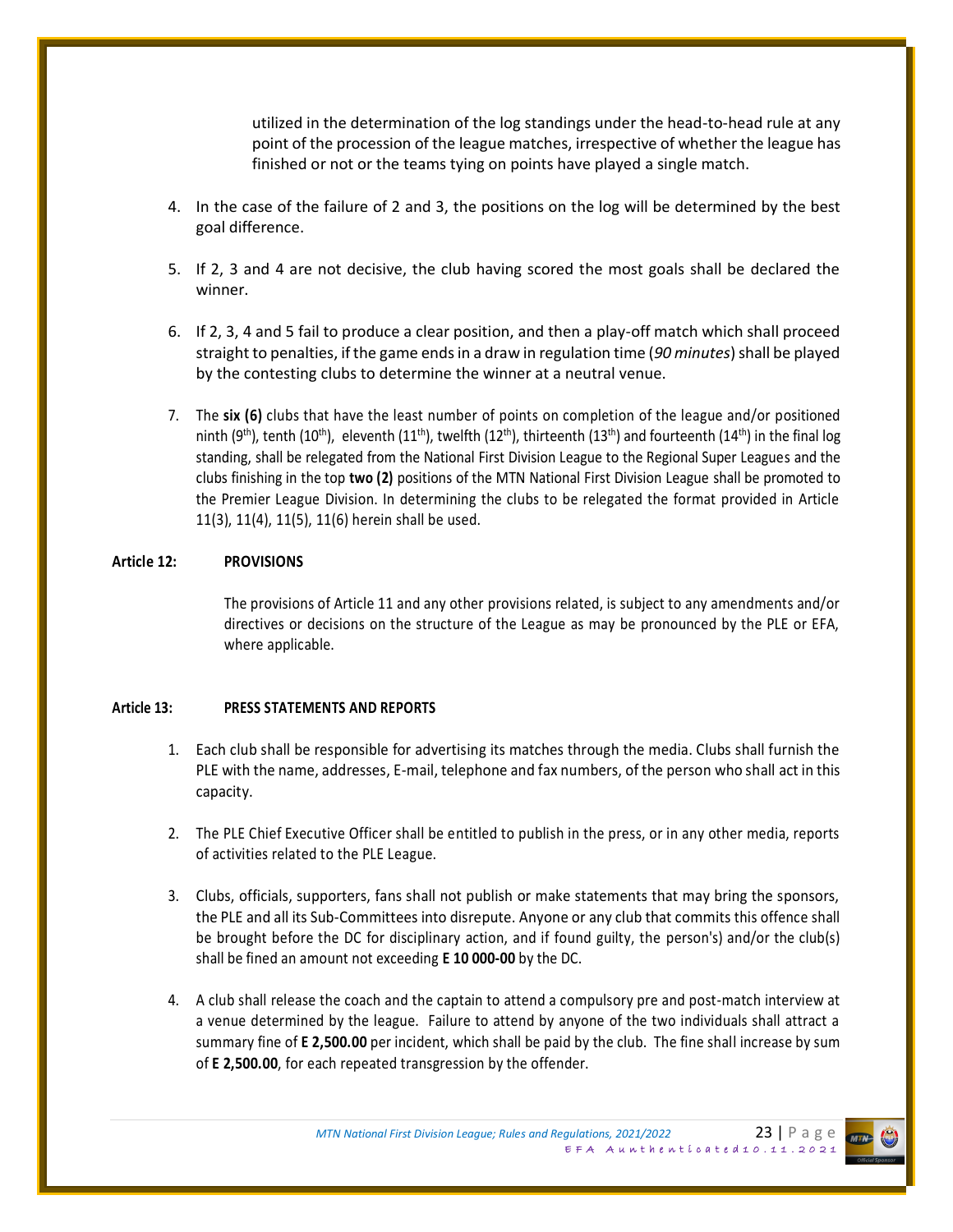utilized in the determination of the log standings under the head-to-head rule at any point of the procession of the league matches, irrespective of whether the league has finished or not or the teams tying on points have played a single match.

4. In the case of the failure of 2 and 3, the positions on the log will be determined by the best goal difference.

5. If 2, 3 and 4 are not decisive, the club having scored the most goals shall be declared the winner.

6. If 2, 3, 4 and 5 fail to produce a clear position, and then a play-off match which shall proceed straight to penalties, if the game ends in a draw in regulation time (*90 minutes*) shall be played by the contesting clubs to determine the winner at a neutral venue.

7. The **six (6)** clubs that have the least number of points on completion of the league and/or positioned ninth (9th), tenth (10th), eleventh (11th), twelfth (12th), thirteenth (13th) and fourteenth (14th) in the final log standing, shall be relegated from the National First Division League to the Regional Super Leagues and the clubs finishing in the top **two (2)** positions of the MTN National First Division League shall be promoted to the Premier League Division. In determining the clubs to be relegated the format provided in Article 11(3), 11(4), 11(5), 11(6) herein shall be used.

**Article 12: PROVISIONS**

The provisions of Article 11 and any other provisions related, is subject to any amendments and/or directives or decisions on the structure of the League as may be pronounced by the PLE or EFA, where applicable.

**Article 13: PRESS STATEMENTS AND REPORTS**

1. Each club shall be responsible for advertising its matches through the media. Clubs shall furnish the PLE with the name, addresses, E-mail, telephone and fax numbers, of the person who shall act in this capacity.

2. The PLE Chief Executive Officer shall be entitled to publish in the press, or in any other media, reports of activities related to the PLE League.

3. Clubs, officials, supporters, fans shall not publish or make statements that may bring the sponsors, the PLE and all its Sub-Committees into disrepute. Anyone or any club that commits this offence shall be brought before the DC for disciplinary action, and if found guilty, the person's) and/or the club(s) shall be fined an amount not exceeding **E 10 000-00** by the DC.

4. A club shall release the coach and the captain to attend a compulsory pre and post-match interview at a venue determined by the league. Failure to attend by anyone of the two individuals shall attract a summary fine of **E 2,500.00** per incident, which shall be paid by the club. The fine shall increase by sum of **E 2,500.00**, for each repeated transgression by the offender.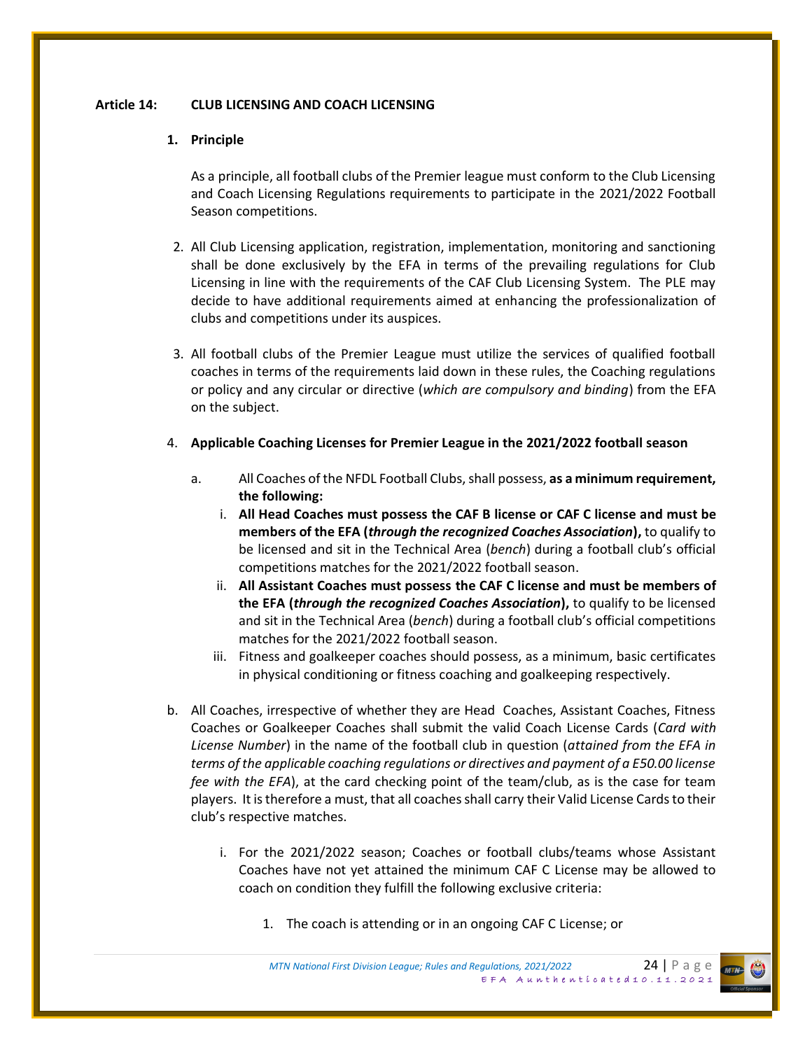**Article 14: CLUB LICENSING AND COACH LICENSING**

1. **Principle**

   As a principle, all football clubs of the Premier league must conform to the Club Licensing and Coach Licensing Regulations requirements to participate in the 2021/2022 Football Season competitions.

2. All Club Licensing application, registration, implementation, monitoring and sanctioning shall be done exclusively by the EFA in terms of the prevailing regulations for Club Licensing in line with the requirements of the CAF Club Licensing System. The PLE may decide to have additional requirements aimed at enhancing the professionalization of clubs and competitions under its auspices.

3. All football clubs of the Premier League must utilize the services of qualified football coaches in terms of the requirements laid down in these rules, the Coaching regulations or policy and any circular or directive (*which are compulsory and binding*) from the EFA on the subject.

4. **Applicable Coaching Licenses for Premier League in the 2021/2022 football season**

   a. All Coaches of the NFDL Football Clubs, shall possess, **as a minimum requirement, the following:**

      i. **All Head Coaches must possess the CAF B license or CAF C license and must be members of the EFA (*through the recognized Coaches Association*),** to qualify to be licensed and sit in the Technical Area (*bench*) during a football club's official competitions matches for the 2021/2022 football season.

      ii. **All Assistant Coaches must possess the CAF C license and must be members of the EFA (*through the recognized Coaches Association*),** to qualify to be licensed and sit in the Technical Area (*bench*) during a football club's official competitions matches for the 2021/2022 football season.

      iii. Fitness and goalkeeper coaches should possess, as a minimum, basic certificates in physical conditioning or fitness coaching and goalkeeping respectively.

   b. All Coaches, irrespective of whether they are Head Coaches, Assistant Coaches, Fitness Coaches or Goalkeeper Coaches shall submit the valid Coach License Cards (*Card with License Number*) in the name of the football club in question (*attained from the EFA in terms of the applicable coaching regulations or directives and payment of a E50.00 license fee with the EFA*), at the card checking point of the team/club, as is the case for team players. It is therefore a must, that all coaches shall carry their Valid License Cards to their club's respective matches.

      i. For the 2021/2022 season; Coaches or football clubs/teams whose Assistant Coaches have not yet attained the minimum CAF C License may be allowed to coach on condition they fulfill the following exclusive criteria:

         1. The coach is attending or in an ongoing CAF C License; or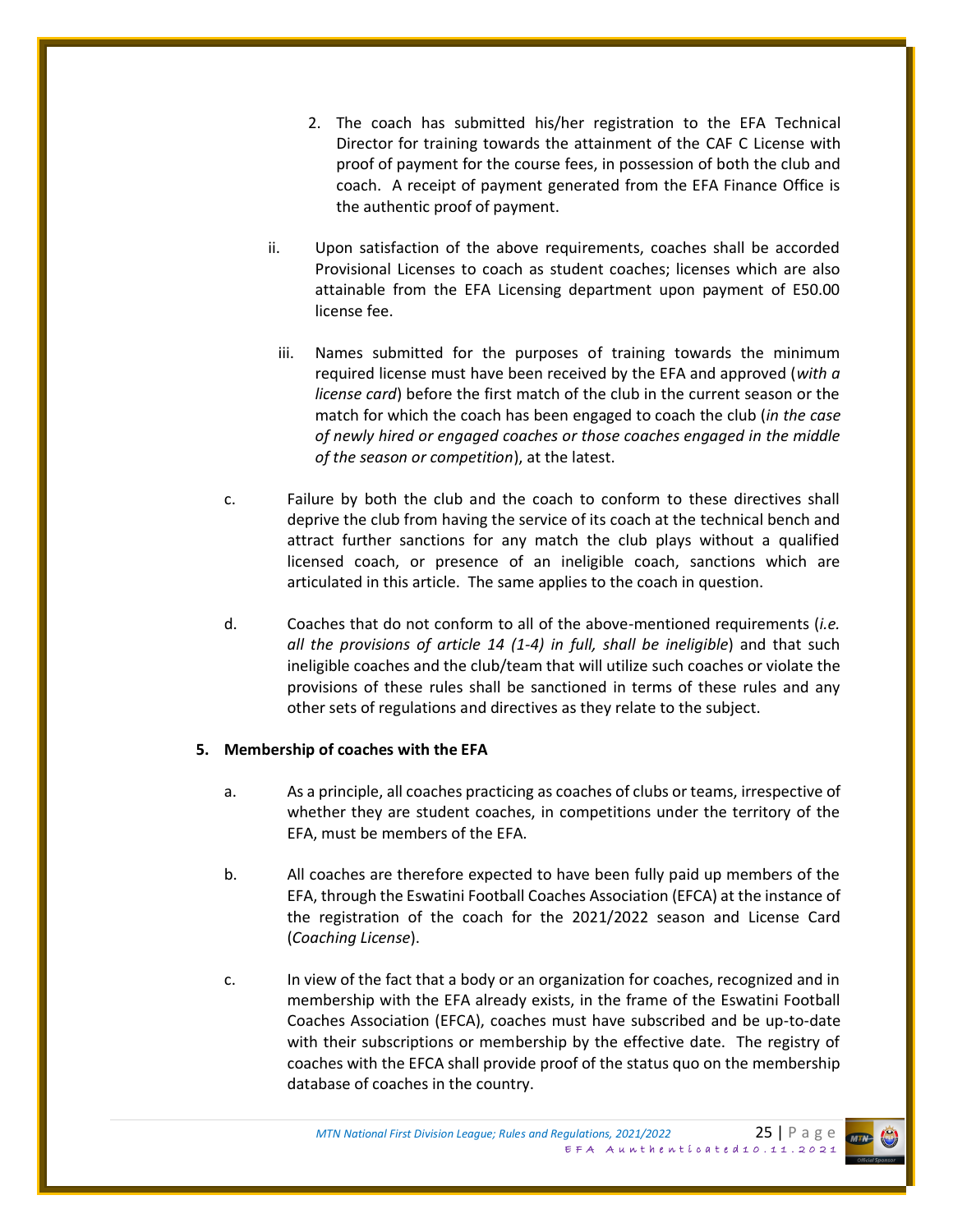2. The coach has submitted his/her registration to the EFA Technical Director for training towards the attainment of the CAF C License with proof of payment for the course fees, in possession of both the club and coach. A receipt of payment generated from the EFA Finance Office is the authentic proof of payment.

ii. Upon satisfaction of the above requirements, coaches shall be accorded Provisional Licenses to coach as student coaches; licenses which are also attainable from the EFA Licensing department upon payment of E50.00 license fee.

iii. Names submitted for the purposes of training towards the minimum required license must have been received by the EFA and approved (*with a license card*) before the first match of the club in the current season or the match for which the coach has been engaged to coach the club (*in the case of newly hired or engaged coaches or those coaches engaged in the middle of the season or competition*), at the latest.

c. Failure by both the club and the coach to conform to these directives shall deprive the club from having the service of its coach at the technical bench and attract further sanctions for any match the club plays without a qualified licensed coach, or presence of an ineligible coach, sanctions which are articulated in this article. The same applies to the coach in question.

d. Coaches that do not conform to all of the above-mentioned requirements (*i.e. all the provisions of article 14 (1-4) in full, shall be ineligible*) and that such ineligible coaches and the club/team that will utilize such coaches or violate the provisions of these rules shall be sanctioned in terms of these rules and any other sets of regulations and directives as they relate to the subject.

**5. Membership of coaches with the EFA**

a. As a principle, all coaches practicing as coaches of clubs or teams, irrespective of whether they are student coaches, in competitions under the territory of the EFA, must be members of the EFA.

b. All coaches are therefore expected to have been fully paid up members of the EFA, through the Eswatini Football Coaches Association (EFCA) at the instance of the registration of the coach for the 2021/2022 season and License Card (*Coaching License*).

c. In view of the fact that a body or an organization for coaches, recognized and in membership with the EFA already exists, in the frame of the Eswatini Football Coaches Association (EFCA), coaches must have subscribed and be up-to-date with their subscriptions or membership by the effective date. The registry of coaches with the EFCA shall provide proof of the status quo on the membership database of coaches in the country.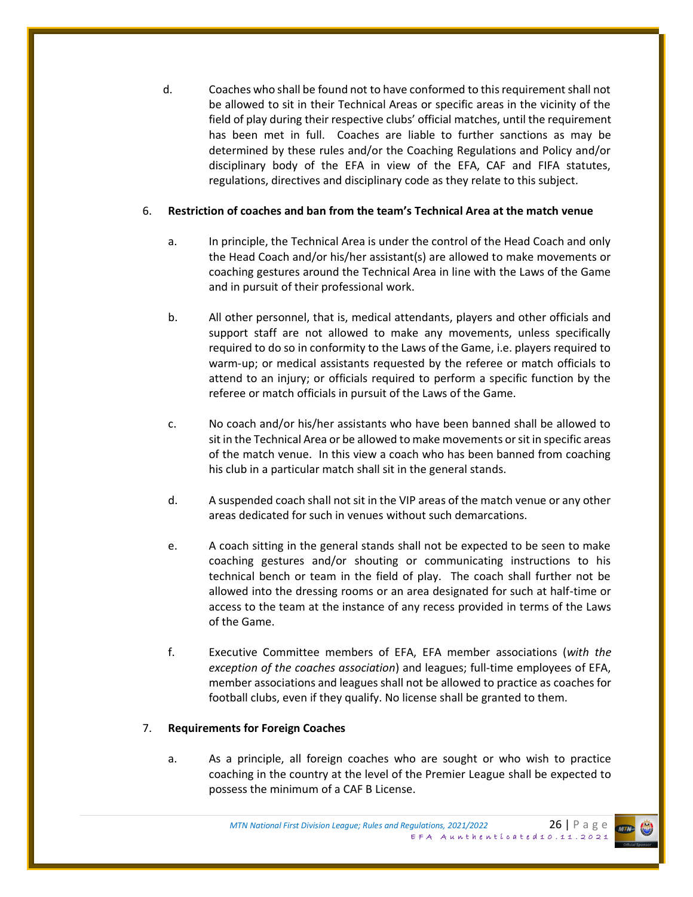d. Coaches who shall be found not to have conformed to this requirement shall not be allowed to sit in their Technical Areas or specific areas in the vicinity of the field of play during their respective clubs' official matches, until the requirement has been met in full. Coaches are liable to further sanctions as may be determined by these rules and/or the Coaching Regulations and Policy and/or disciplinary body of the EFA in view of the EFA, CAF and FIFA statutes, regulations, directives and disciplinary code as they relate to this subject.

6. **Restriction of coaches and ban from the team's Technical Area at the match venue**

   a. In principle, the Technical Area is under the control of the Head Coach and only the Head Coach and/or his/her assistant(s) are allowed to make movements or coaching gestures around the Technical Area in line with the Laws of the Game and in pursuit of their professional work.

   b. All other personnel, that is, medical attendants, players and other officials and support staff are not allowed to make any movements, unless specifically required to do so in conformity to the Laws of the Game, i.e. players required to warm-up; or medical assistants requested by the referee or match officials to attend to an injury; or officials required to perform a specific function by the referee or match officials in pursuit of the Laws of the Game.

   c. No coach and/or his/her assistants who have been banned shall be allowed to sit in the Technical Area or be allowed to make movements or sit in specific areas of the match venue. In this view a coach who has been banned from coaching his club in a particular match shall sit in the general stands.

   d. A suspended coach shall not sit in the VIP areas of the match venue or any other areas dedicated for such in venues without such demarcations.

   e. A coach sitting in the general stands shall not be expected to be seen to make coaching gestures and/or shouting or communicating instructions to his technical bench or team in the field of play. The coach shall further not be allowed into the dressing rooms or an area designated for such at half-time or access to the team at the instance of any recess provided in terms of the Laws of the Game.

   f. Executive Committee members of EFA, EFA member associations (*with the exception of the coaches association*) and leagues; full-time employees of EFA, member associations and leagues shall not be allowed to practice as coaches for football clubs, even if they qualify. No license shall be granted to them.

7. **Requirements for Foreign Coaches**

   a. As a principle, all foreign coaches who are sought or who wish to practice coaching in the country at the level of the Premier League shall be expected to possess the minimum of a CAF B License.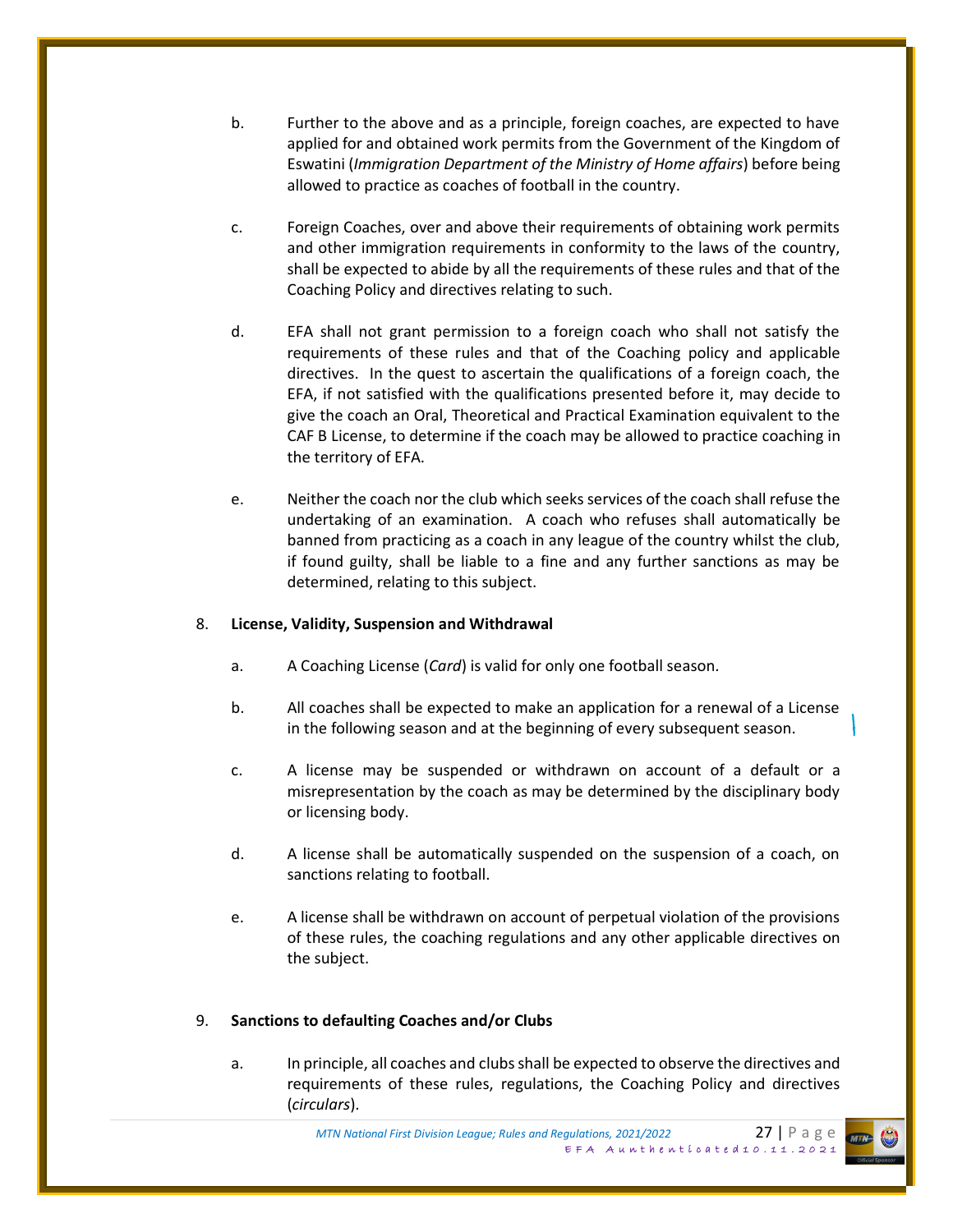b. Further to the above and as a principle, foreign coaches, are expected to have applied for and obtained work permits from the Government of the Kingdom of Eswatini (*Immigration Department of the Ministry of Home affairs*) before being allowed to practice as coaches of football in the country.

c. Foreign Coaches, over and above their requirements of obtaining work permits and other immigration requirements in conformity to the laws of the country, shall be expected to abide by all the requirements of these rules and that of the Coaching Policy and directives relating to such.

d. EFA shall not grant permission to a foreign coach who shall not satisfy the requirements of these rules and that of the Coaching policy and applicable directives. In the quest to ascertain the qualifications of a foreign coach, the EFA, if not satisfied with the qualifications presented before it, may decide to give the coach an Oral, Theoretical and Practical Examination equivalent to the CAF B License, to determine if the coach may be allowed to practice coaching in the territory of EFA.

e. Neither the coach nor the club which seeks services of the coach shall refuse the undertaking of an examination. A coach who refuses shall automatically be banned from practicing as a coach in any league of the country whilst the club, if found guilty, shall be liable to a fine and any further sanctions as may be determined, relating to this subject.

8. **License, Validity, Suspension and Withdrawal**

a. A Coaching License (*Card*) is valid for only one football season.

b. All coaches shall be expected to make an application for a renewal of a License in the following season and at the beginning of every subsequent season.

c. A license may be suspended or withdrawn on account of a default or a misrepresentation by the coach as may be determined by the disciplinary body or licensing body.

d. A license shall be automatically suspended on the suspension of a coach, on sanctions relating to football.

e. A license shall be withdrawn on account of perpetual violation of the provisions of these rules, the coaching regulations and any other applicable directives on the subject.

9. **Sanctions to defaulting Coaches and/or Clubs**

a. In principle, all coaches and clubs shall be expected to observe the directives and requirements of these rules, regulations, the Coaching Policy and directives (*circulars*).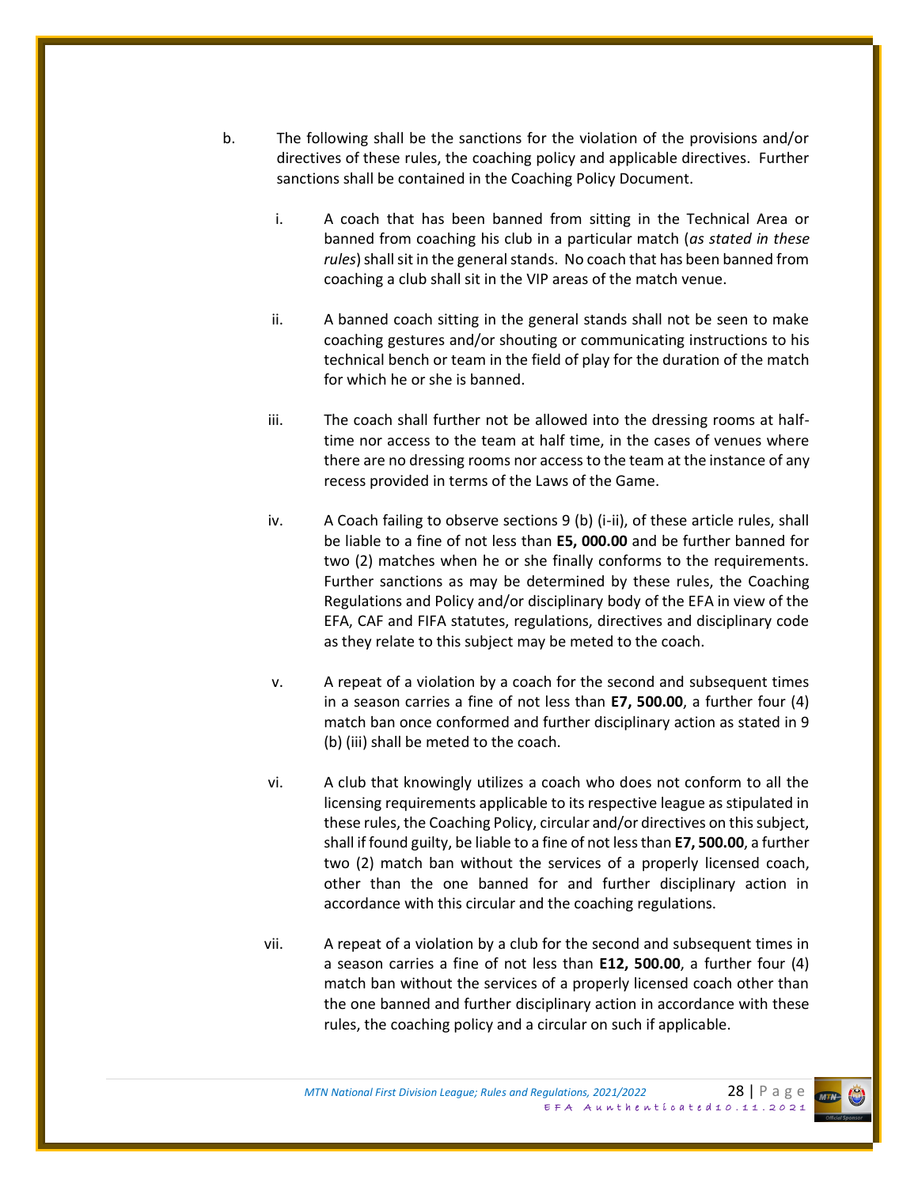b. The following shall be the sanctions for the violation of the provisions and/or directives of these rules, the coaching policy and applicable directives. Further sanctions shall be contained in the Coaching Policy Document.

   i. A coach that has been banned from sitting in the Technical Area or banned from coaching his club in a particular match (*as stated in these rules*) shall sit in the general stands. No coach that has been banned from coaching a club shall sit in the VIP areas of the match venue.

   ii. A banned coach sitting in the general stands shall not be seen to make coaching gestures and/or shouting or communicating instructions to his technical bench or team in the field of play for the duration of the match for which he or she is banned.

   iii. The coach shall further not be allowed into the dressing rooms at half-time nor access to the team at half time, in the cases of venues where there are no dressing rooms nor access to the team at the instance of any recess provided in terms of the Laws of the Game.

   iv. A Coach failing to observe sections 9 (b) (i-ii), of these article rules, shall be liable to a fine of not less than **E5, 000.00** and be further banned for two (2) matches when he or she finally conforms to the requirements. Further sanctions as may be determined by these rules, the Coaching Regulations and Policy and/or disciplinary body of the EFA in view of the EFA, CAF and FIFA statutes, regulations, directives and disciplinary code as they relate to this subject may be meted to the coach.

   v. A repeat of a violation by a coach for the second and subsequent times in a season carries a fine of not less than **E7, 500.00**, a further four (4) match ban once conformed and further disciplinary action as stated in 9 (b) (iii) shall be meted to the coach.

   vi. A club that knowingly utilizes a coach who does not conform to all the licensing requirements applicable to its respective league as stipulated in these rules, the Coaching Policy, circular and/or directives on this subject, shall if found guilty, be liable to a fine of not less than **E7, 500.00**, a further two (2) match ban without the services of a properly licensed coach, other than the one banned for and further disciplinary action in accordance with this circular and the coaching regulations.

   vii. A repeat of a violation by a club for the second and subsequent times in a season carries a fine of not less than **E12, 500.00**, a further four (4) match ban without the services of a properly licensed coach other than the one banned and further disciplinary action in accordance with these rules, the coaching policy and a circular on such if applicable.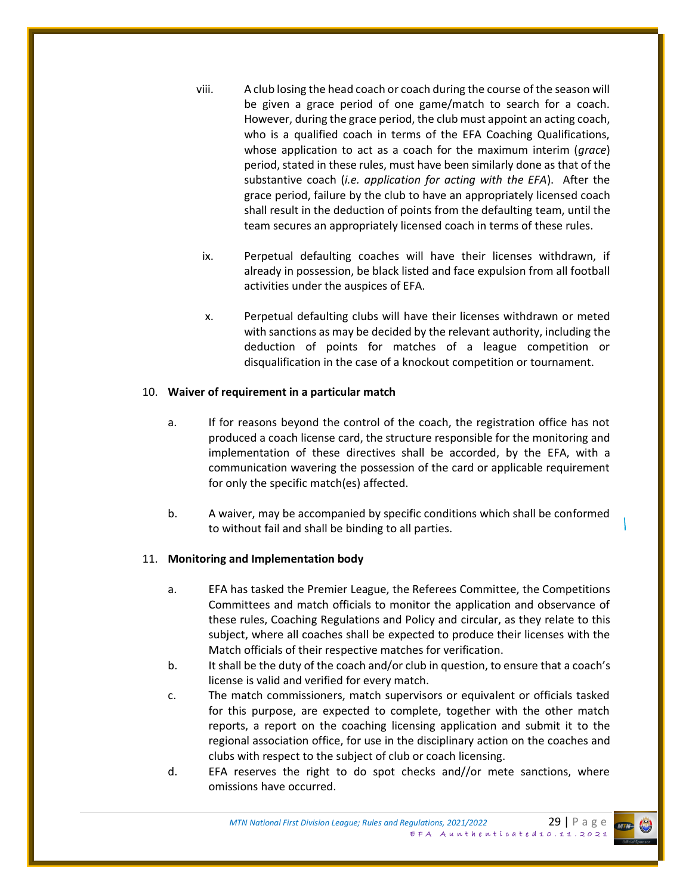viii. A club losing the head coach or coach during the course of the season will be given a grace period of one game/match to search for a coach. However, during the grace period, the club must appoint an acting coach, who is a qualified coach in terms of the EFA Coaching Qualifications, whose application to act as a coach for the maximum interim (*grace*) period, stated in these rules, must have been similarly done as that of the substantive coach (*i.e. application for acting with the EFA*). After the grace period, failure by the club to have an appropriately licensed coach shall result in the deduction of points from the defaulting team, until the team secures an appropriately licensed coach in terms of these rules.

ix. Perpetual defaulting coaches will have their licenses withdrawn, if already in possession, be black listed and face expulsion from all football activities under the auspices of EFA.

x. Perpetual defaulting clubs will have their licenses withdrawn or meted with sanctions as may be decided by the relevant authority, including the deduction of points for matches of a league competition or disqualification in the case of a knockout competition or tournament.

10. **Waiver of requirement in a particular match**

a. If for reasons beyond the control of the coach, the registration office has not produced a coach license card, the structure responsible for the monitoring and implementation of these directives shall be accorded, by the EFA, with a communication wavering the possession of the card or applicable requirement for only the specific match(es) affected.

b. A waiver, may be accompanied by specific conditions which shall be conformed to without fail and shall be binding to all parties.

11. **Monitoring and Implementation body**

a. EFA has tasked the Premier League, the Referees Committee, the Competitions Committees and match officials to monitor the application and observance of these rules, Coaching Regulations and Policy and circular, as they relate to this subject, where all coaches shall be expected to produce their licenses with the Match officials of their respective matches for verification.

b. It shall be the duty of the coach and/or club in question, to ensure that a coach's license is valid and verified for every match.

c. The match commissioners, match supervisors or equivalent or officials tasked for this purpose, are expected to complete, together with the other match reports, a report on the coaching licensing application and submit it to the regional association office, for use in the disciplinary action on the coaches and clubs with respect to the subject of club or coach licensing.

d. EFA reserves the right to do spot checks and//or mete sanctions, where omissions have occurred.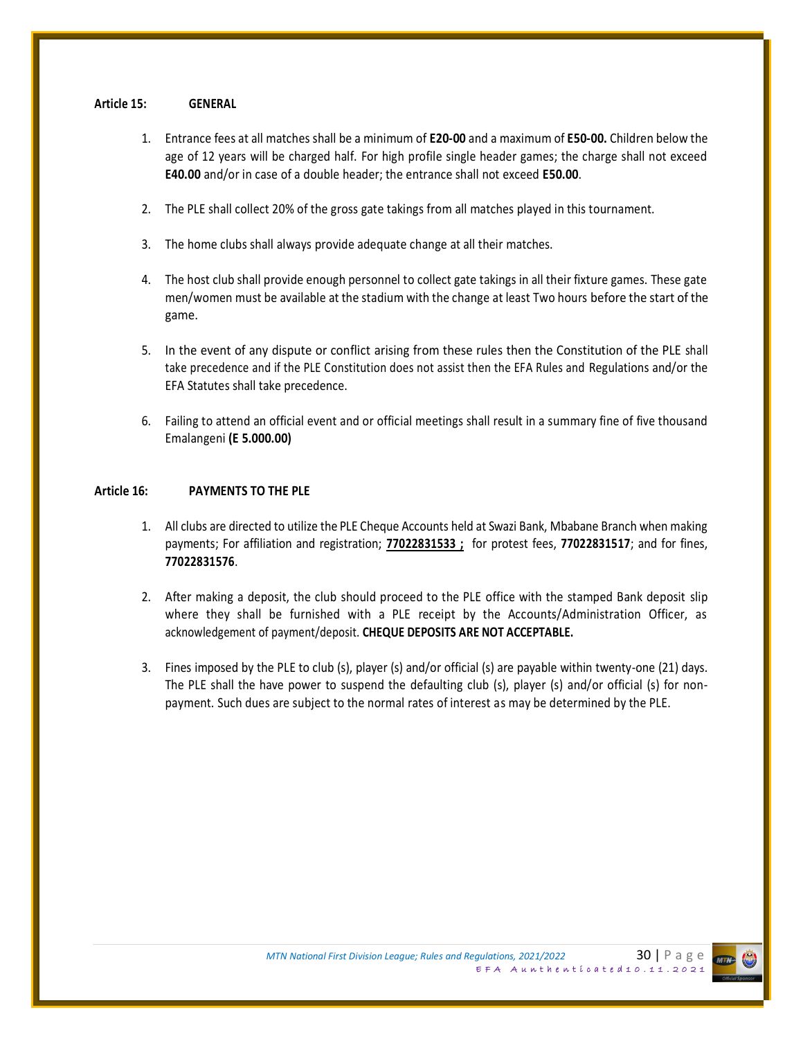**Article 15: GENERAL**

1. Entrance fees at all matches shall be a minimum of **E20-00** and a maximum of **E50-00.** Children below the age of 12 years will be charged half. For high profile single header games; the charge shall not exceed **E40.00** and/or in case of a double header; the entrance shall not exceed **E50.00**.

2. The PLE shall collect 20% of the gross gate takings from all matches played in this tournament.

3. The home clubs shall always provide adequate change at all their matches.

4. The host club shall provide enough personnel to collect gate takings in all their fixture games. These gate men/women must be available at the stadium with the change at least Two hours before the start of the game.

5. In the event of any dispute or conflict arising from these rules then the Constitution of the PLE shall take precedence and if the PLE Constitution does not assist then the EFA Rules and Regulations and/or the EFA Statutes shall take precedence.

6. Failing to attend an official event and or official meetings shall result in a summary fine of five thousand Emalangeni **(E 5.000.00)**

**Article 16: PAYMENTS TO THE PLE**

1. All clubs are directed to utilize the PLE Cheque Accounts held at Swazi Bank, Mbabane Branch when making payments; For affiliation and registration; **77022831533 ;** for protest fees, **77022831517**; and for fines, **77022831576**.

2. After making a deposit, the club should proceed to the PLE office with the stamped Bank deposit slip where they shall be furnished with a PLE receipt by the Accounts/Administration Officer, as acknowledgement of payment/deposit. **CHEQUE DEPOSITS ARE NOT ACCEPTABLE.**

3. Fines imposed by the PLE to club (s), player (s) and/or official (s) are payable within twenty-one (21) days. The PLE shall the have power to suspend the defaulting club (s), player (s) and/or official (s) for non-payment. Such dues are subject to the normal rates of interest as may be determined by the PLE.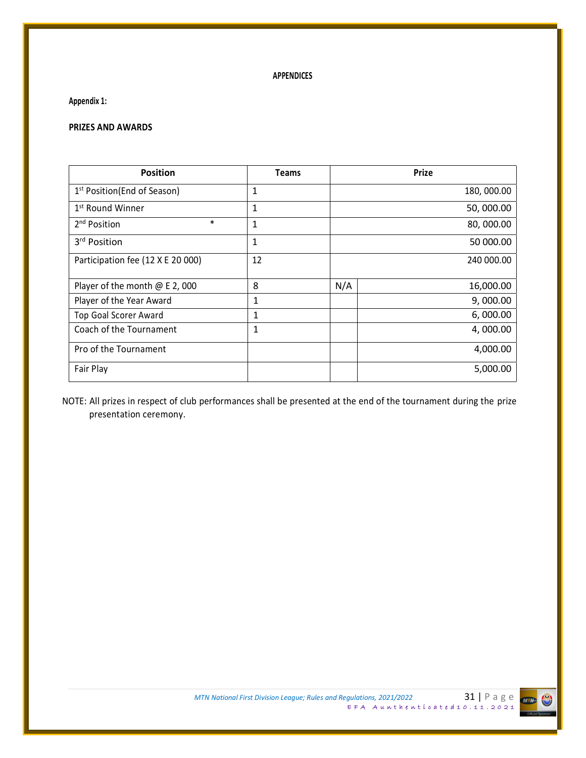**APPENDICES**

**Appendix 1:**

**PRIZES AND AWARDS**

| Position | Teams | | Prize |
|---|---|---|---|
| 1st Position(End of Season) | 1 | | 180, 000.00 |
| 1st Round Winner | 1 | | 50, 000.00 |
| 2nd Position * | 1 | | 80, 000.00 |
| 3rd Position | 1 | | 50 000.00 |
| Participation fee (12 X E 20 000) | 12 | | 240 000.00 |
| Player of the month @ E 2, 000 | 8 | N/A | 16,000.00 |
| Player of the Year Award | 1 | | 9, 000.00 |
| Top Goal Scorer Award | 1 | | 6, 000.00 |
| Coach of the Tournament | 1 | | 4, 000.00 |
| Pro of the Tournament | | | 4,000.00 |
| Fair Play | | | 5,000.00 |

NOTE: All prizes in respect of club performances shall be presented at the end of the tournament during the prize presentation ceremony.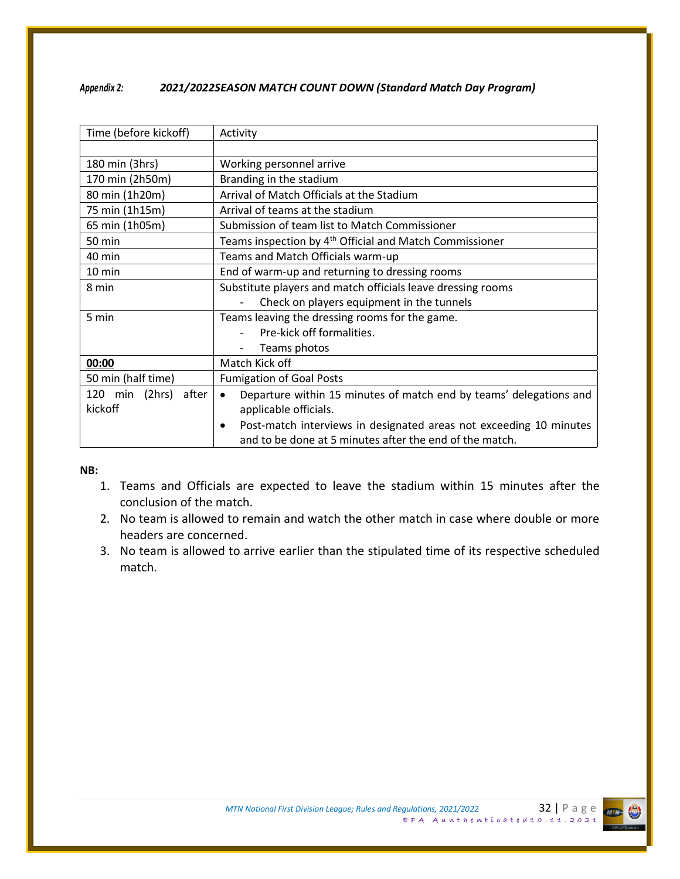*Appendix 2:* ***2021/2022SEASON MATCH COUNT DOWN (Standard Match Day Program)***

| Time (before kickoff) | Activity |
|---|---|
| | |
| 180 min (3hrs) | Working personnel arrive |
| 170 min (2h50m) | Branding in the stadium |
| 80 min (1h20m) | Arrival of Match Officials at the Stadium |
| 75 min (1h15m) | Arrival of teams at the stadium |
| 65 min (1h05m) | Submission of team list to Match Commissioner |
| 50 min | Teams inspection by 4th Official and Match Commissioner |
| 40 min | Teams and Match Officials warm-up |
| 10 min | End of warm-up and returning to dressing rooms |
| 8 min | Substitute players and match officials leave dressing rooms<br>- Check on players equipment in the tunnels |
| 5 min | Teams leaving the dressing rooms for the game.<br>- Pre-kick off formalities.<br>- Teams photos |
| **00:00** | Match Kick off |
| 50 min (half time) | Fumigation of Goal Posts |
| 120 min (2hrs) after kickoff | • Departure within 15 minutes of match end by teams' delegations and applicable officials.<br>• Post-match interviews in designated areas not exceeding 10 minutes and to be done at 5 minutes after the end of the match. |

**NB:**

1. Teams and Officials are expected to leave the stadium within 15 minutes after the conclusion of the match.
2. No team is allowed to remain and watch the other match in case where double or more headers are concerned.
3. No team is allowed to arrive earlier than the stipulated time of its respective scheduled match.